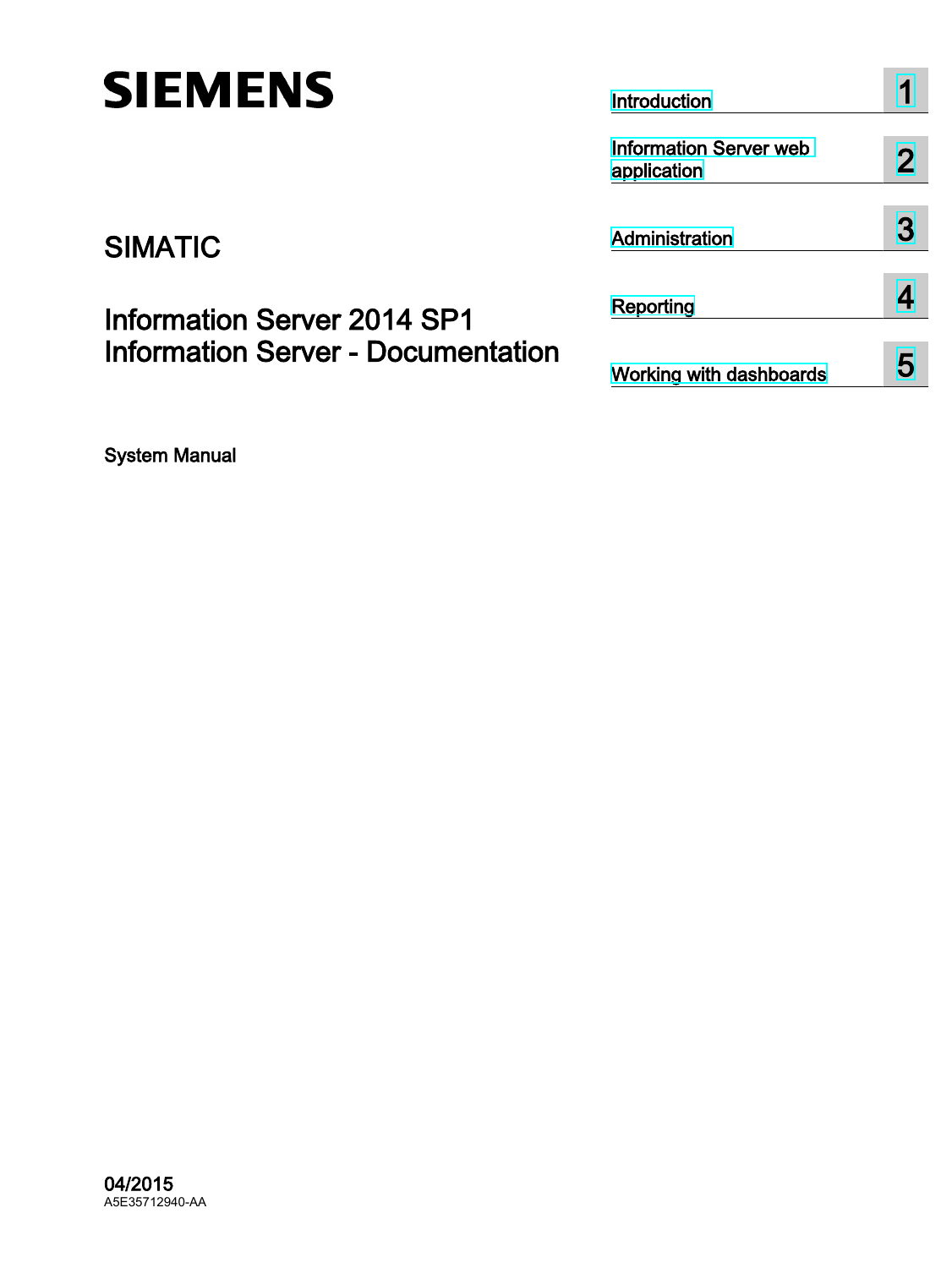SIEMENS

SIMATIC

# Information Server 2014 SP1
# Information Server - Documentation

System Manual

| | |
|---|---|
| Introduction | 1 |
| Information Server web application | 2 |
| Administration | 3 |
| Reporting | 4 |
| Working with dashboards | 5 |

04/2015

A5E35712940-AA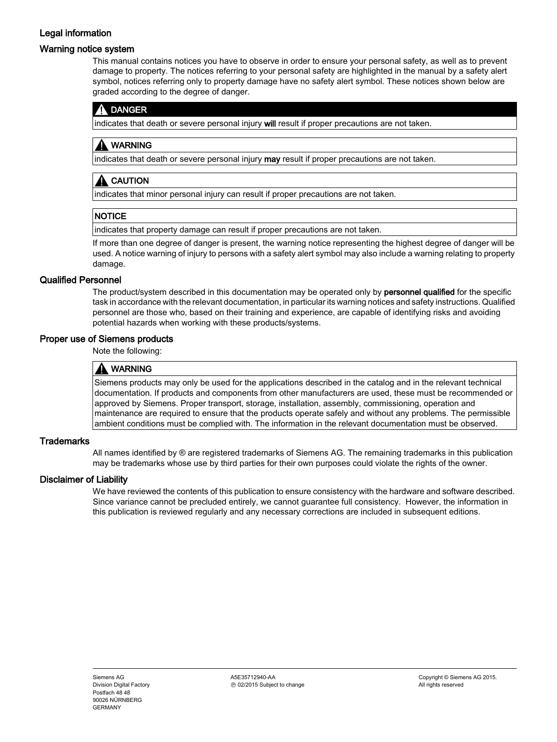# Legal information

## Warning notice system

This manual contains notices you have to observe in order to ensure your personal safety, as well as to prevent damage to property. The notices referring to your personal safety are highlighted in the manual by a safety alert symbol, notices referring only to property damage have no safety alert symbol. These notices shown below are graded according to the degree of danger.

**⚠ DANGER**

indicates that death or severe personal injury **will** result if proper precautions are not taken.

**⚠ WARNING**

indicates that death or severe personal injury **may** result if proper precautions are not taken.

**⚠ CAUTION**

indicates that minor personal injury can result if proper precautions are not taken.

**NOTICE**

indicates that property damage can result if proper precautions are not taken.

If more than one degree of danger is present, the warning notice representing the highest degree of danger will be used. A notice warning of injury to persons with a safety alert symbol may also include a warning relating to property damage.

## Qualified Personnel

The product/system described in this documentation may be operated only by **personnel qualified** for the specific task in accordance with the relevant documentation, in particular its warning notices and safety instructions. Qualified personnel are those who, based on their training and experience, are capable of identifying risks and avoiding potential hazards when working with these products/systems.

## Proper use of Siemens products

Note the following:

**⚠ WARNING**

Siemens products may only be used for the applications described in the catalog and in the relevant technical documentation. If products and components from other manufacturers are used, these must be recommended or approved by Siemens. Proper transport, storage, installation, assembly, commissioning, operation and maintenance are required to ensure that the products operate safely and without any problems. The permissible ambient conditions must be complied with. The information in the relevant documentation must be observed.

## Trademarks

All names identified by ® are registered trademarks of Siemens AG. The remaining trademarks in this publication may be trademarks whose use by third parties for their own purposes could violate the rights of the owner.

## Disclaimer of Liability

We have reviewed the contents of this publication to ensure consistency with the hardware and software described. Since variance cannot be precluded entirely, we cannot guarantee full consistency. However, the information in this publication is reviewed regularly and any necessary corrections are included in subsequent editions.

Siemens AG
Division Digital Factory
Postfach 48 48
90026 NÜRNBERG
GERMANY

A5E35712940-AA
Ⓟ 02/2015 Subject to change

Copyright © Siemens AG 2015.
All rights reserved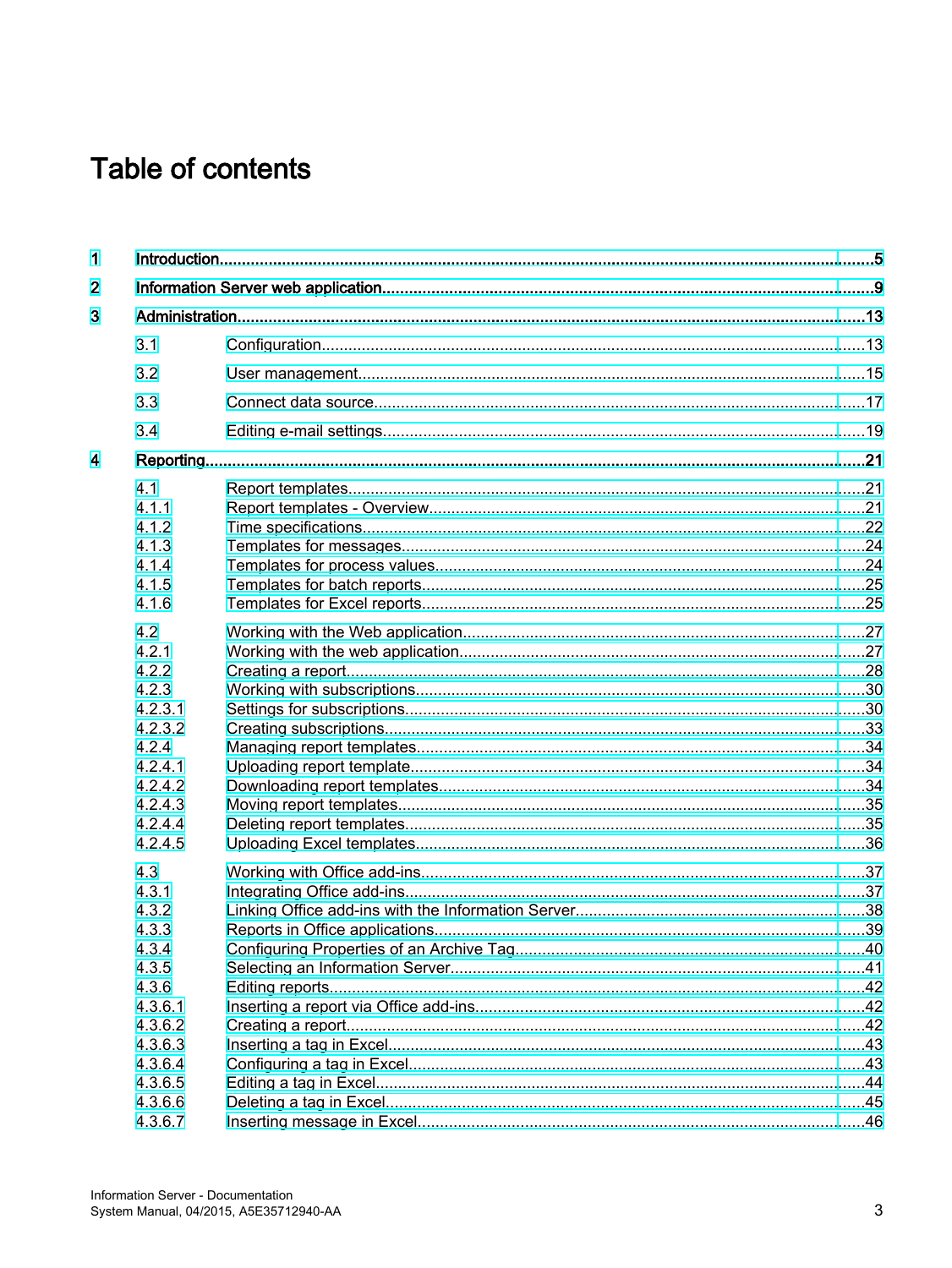# Table of contents

- 1 Introduction....5
- 2 Information Server web application....9
- 3 Administration....13
  - 3.1 Configuration....13
  - 3.2 User management....15
  - 3.3 Connect data source....17
  - 3.4 Editing e-mail settings....19
- 4 Reporting....21
  - 4.1 Report templates....21
    - 4.1.1 Report templates - Overview....21
    - 4.1.2 Time specifications....22
    - 4.1.3 Templates for messages....24
    - 4.1.4 Templates for process values....24
    - 4.1.5 Templates for batch reports....25
    - 4.1.6 Templates for Excel reports....25
  - 4.2 Working with the Web application....27
    - 4.2.1 Working with the web application....27
    - 4.2.2 Creating a report....28
    - 4.2.3 Working with subscriptions....30
      - 4.2.3.1 Settings for subscriptions....30
      - 4.2.3.2 Creating subscriptions....33
    - 4.2.4 Managing report templates....34
      - 4.2.4.1 Uploading report template....34
      - 4.2.4.2 Downloading report templates....34
      - 4.2.4.3 Moving report templates....35
      - 4.2.4.4 Deleting report templates....35
      - 4.2.4.5 Uploading Excel templates....36
  - 4.3 Working with Office add-ins....37
    - 4.3.1 Integrating Office add-ins....37
    - 4.3.2 Linking Office add-ins with the Information Server....38
    - 4.3.3 Reports in Office applications....39
    - 4.3.4 Configuring Properties of an Archive Tag....40
    - 4.3.5 Selecting an Information Server....41
    - 4.3.6 Editing reports....42
      - 4.3.6.1 Inserting a report via Office add-ins....42
      - 4.3.6.2 Creating a report....42
      - 4.3.6.3 Inserting a tag in Excel....43
      - 4.3.6.4 Configuring a tag in Excel....43
      - 4.3.6.5 Editing a tag in Excel....44
      - 4.3.6.6 Deleting a tag in Excel....45
      - 4.3.6.7 Inserting message in Excel....46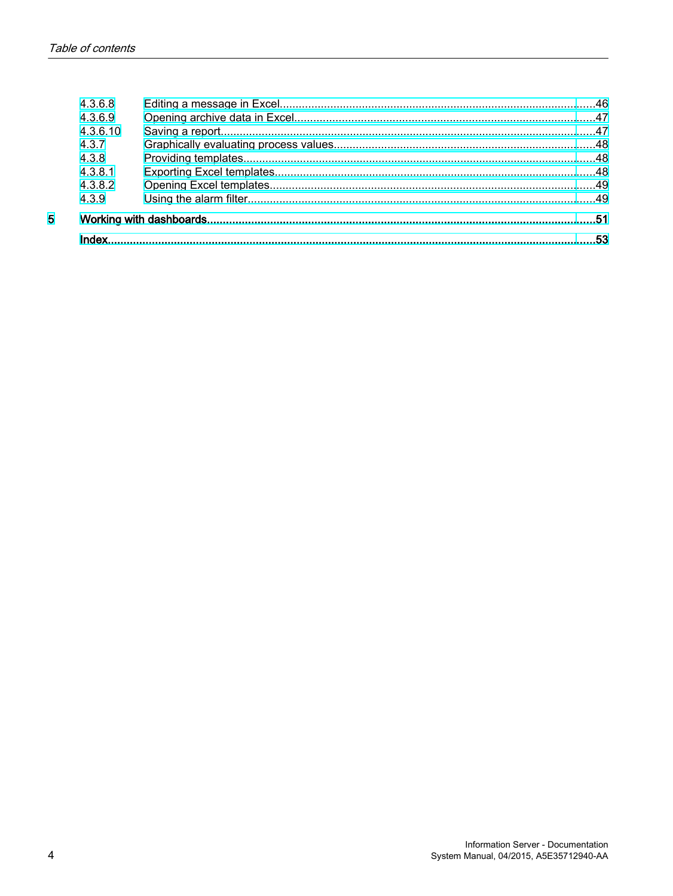4.3.6.8 Editing a message in Excel......46
4.3.6.9 Opening archive data in Excel......47
4.3.6.10 Saving a report......47
4.3.7 Graphically evaluating process values......48
4.3.8 Providing templates......48
4.3.8.1 Exporting Excel templates......48
4.3.8.2 Opening Excel templates......49
4.3.9 Using the alarm filter......49

**5 Working with dashboards......51**

**Index......53**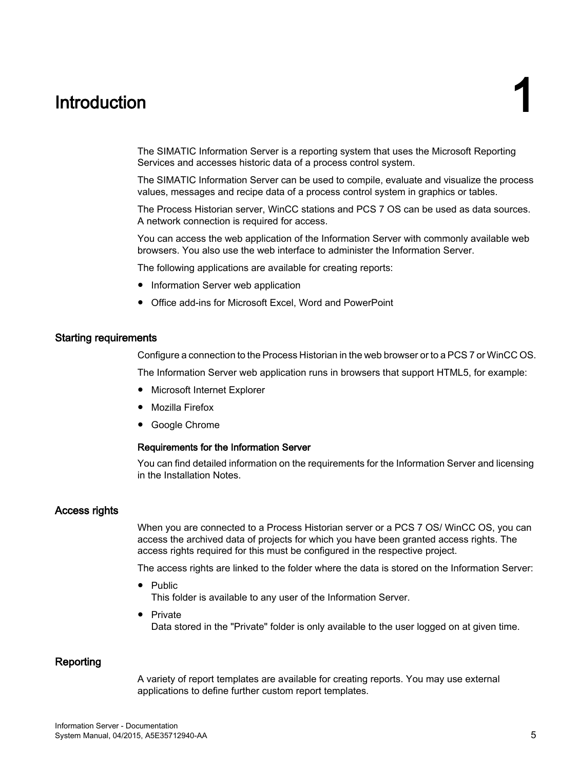# 1 Introduction

The SIMATIC Information Server is a reporting system that uses the Microsoft Reporting Services and accesses historic data of a process control system.

The SIMATIC Information Server can be used to compile, evaluate and visualize the process values, messages and recipe data of a process control system in graphics or tables.

The Process Historian server, WinCC stations and PCS 7 OS can be used as data sources. A network connection is required for access.

You can access the web application of the Information Server with commonly available web browsers. You also use the web interface to administer the Information Server.

The following applications are available for creating reports:

- Information Server web application
- Office add-ins for Microsoft Excel, Word and PowerPoint

## Starting requirements

Configure a connection to the Process Historian in the web browser or to a PCS 7 or WinCC OS.

The Information Server web application runs in browsers that support HTML5, for example:

- Microsoft Internet Explorer
- Mozilla Firefox
- Google Chrome

### Requirements for the Information Server

You can find detailed information on the requirements for the Information Server and licensing in the Installation Notes.

## Access rights

When you are connected to a Process Historian server or a PCS 7 OS/ WinCC OS, you can access the archived data of projects for which you have been granted access rights. The access rights required for this must be configured in the respective project.

The access rights are linked to the folder where the data is stored on the Information Server:

- Public
  This folder is available to any user of the Information Server.
- Private
  Data stored in the "Private" folder is only available to the user logged on at given time.

## Reporting

A variety of report templates are available for creating reports. You may use external applications to define further custom report templates.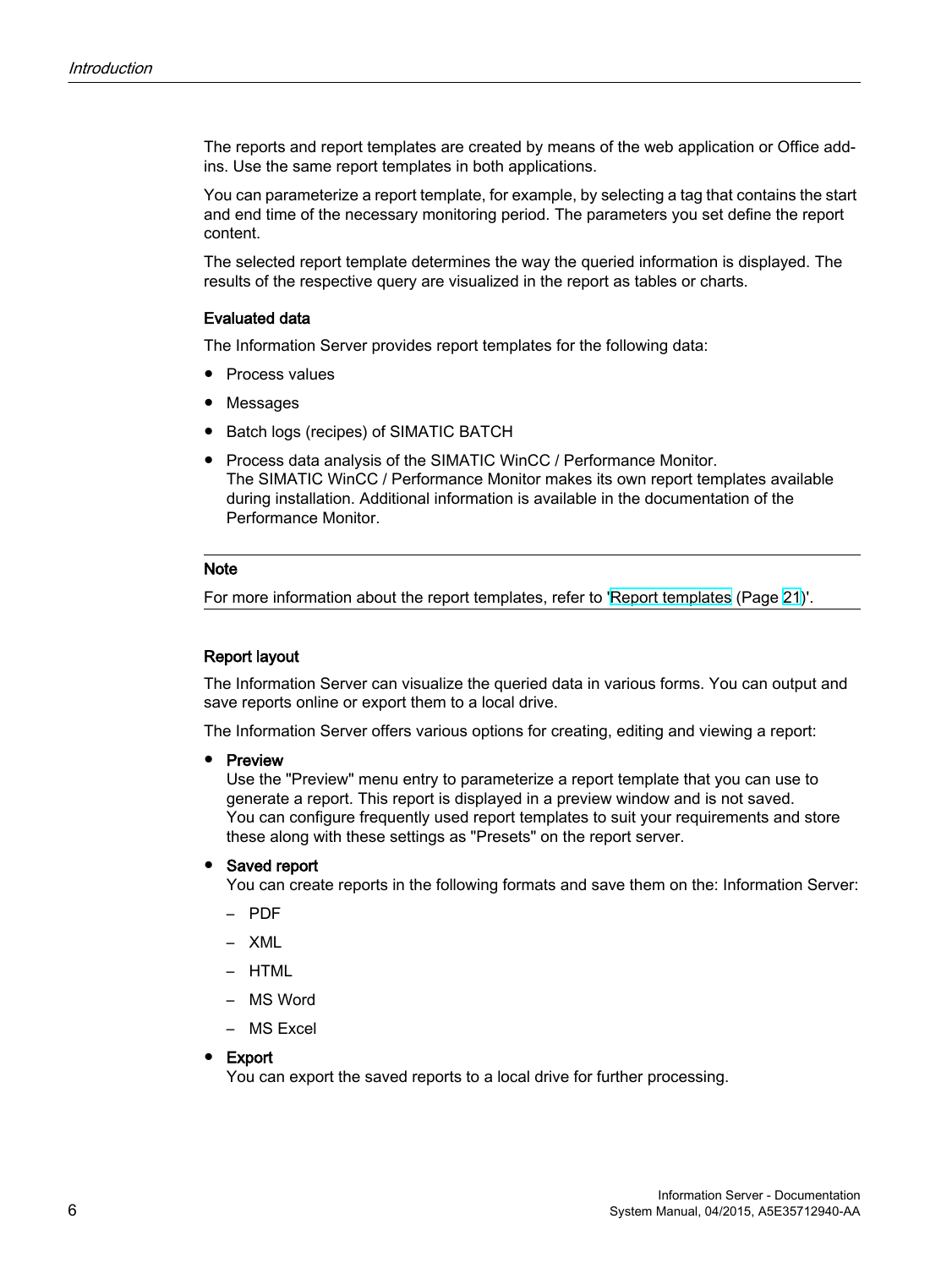The reports and report templates are created by means of the web application or Office add-ins. Use the same report templates in both applications.

You can parameterize a report template, for example, by selecting a tag that contains the start and end time of the necessary monitoring period. The parameters you set define the report content.

The selected report template determines the way the queried information is displayed. The results of the respective query are visualized in the report as tables or charts.

### Evaluated data

The Information Server provides report templates for the following data:

- Process values
- Messages
- Batch logs (recipes) of SIMATIC BATCH
- Process data analysis of the SIMATIC WinCC / Performance Monitor.
  The SIMATIC WinCC / Performance Monitor makes its own report templates available during installation. Additional information is available in the documentation of the Performance Monitor.

---

**Note**

For more information about the report templates, refer to 'Report templates (Page 21)'.

---

### Report layout

The Information Server can visualize the queried data in various forms. You can output and save reports online or export them to a local drive.

The Information Server offers various options for creating, editing and viewing a report:

- **Preview**
  Use the "Preview" menu entry to parameterize a report template that you can use to generate a report. This report is displayed in a preview window and is not saved.
  You can configure frequently used report templates to suit your requirements and store these along with these settings as "Presets" on the report server.
- **Saved report**
  You can create reports in the following formats and save them on the: Information Server:
  - PDF
  - XML
  - HTML
  - MS Word
  - MS Excel
- **Export**
  You can export the saved reports to a local drive for further processing.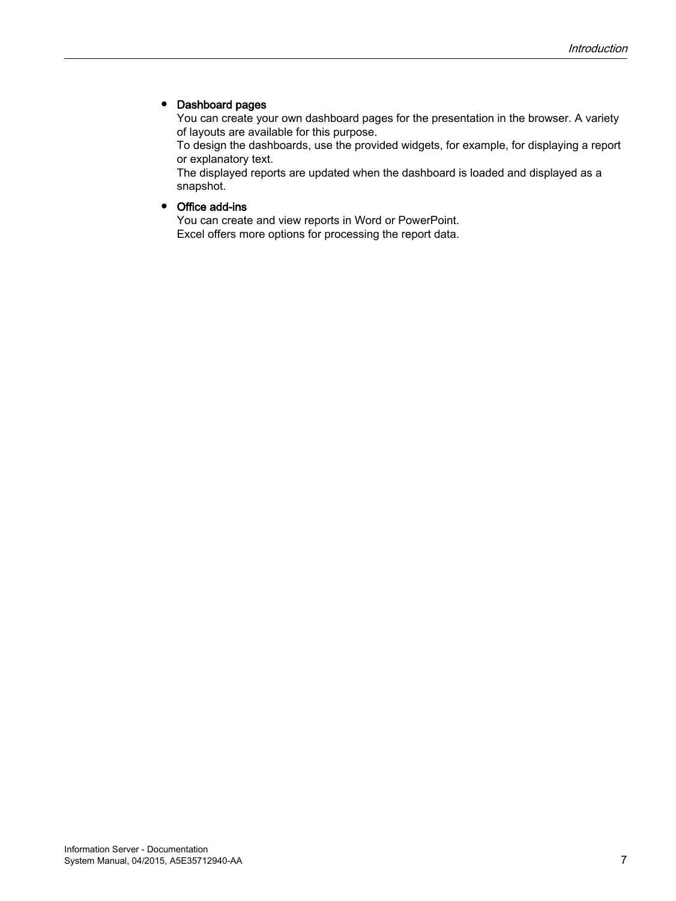- **Dashboard pages**
  You can create your own dashboard pages for the presentation in the browser. A variety of layouts are available for this purpose.
  To design the dashboards, use the provided widgets, for example, for displaying a report or explanatory text.
  The displayed reports are updated when the dashboard is loaded and displayed as a snapshot.
- **Office add-ins**
  You can create and view reports in Word or PowerPoint.
  Excel offers more options for processing the report data.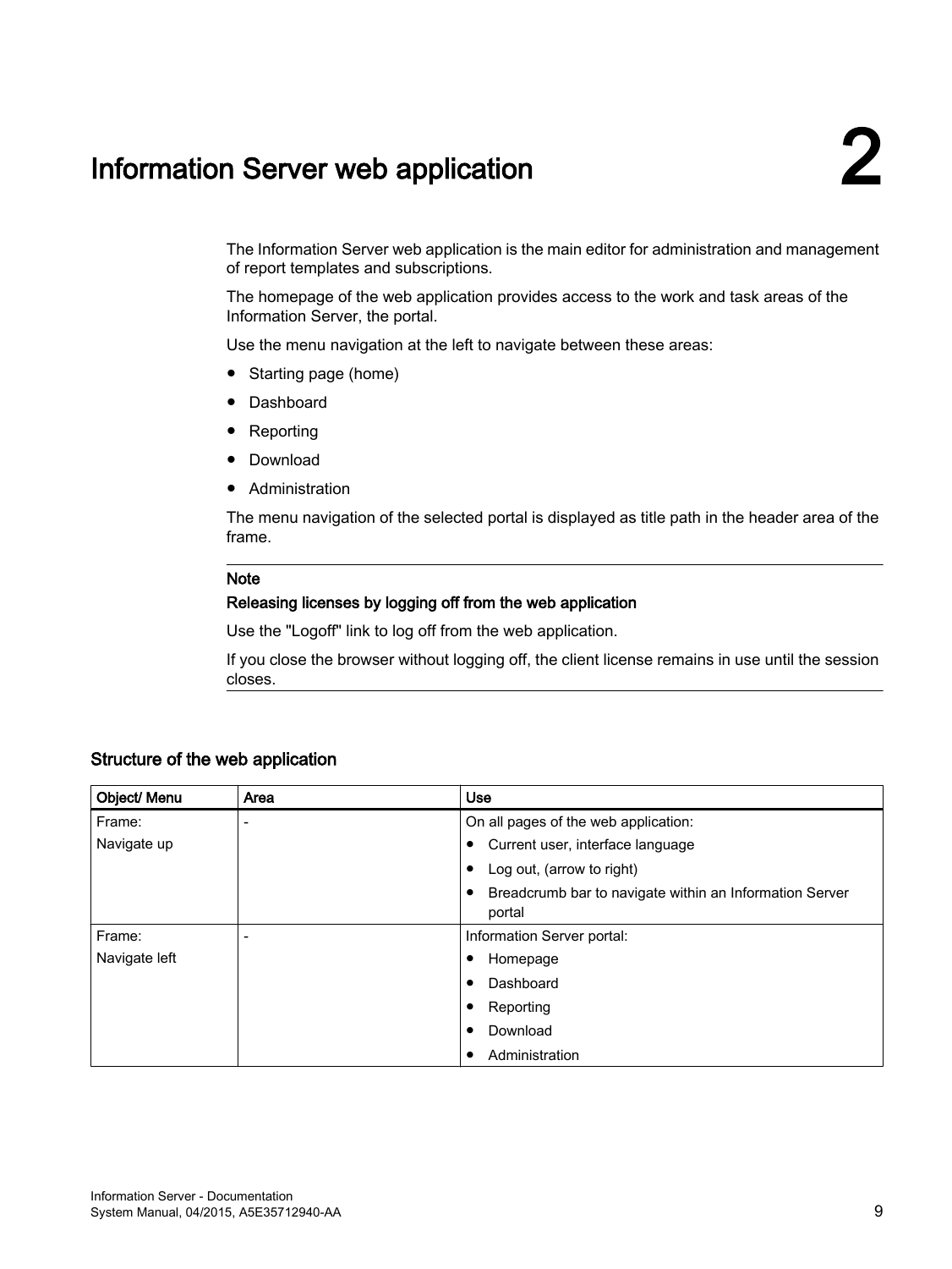# 2 Information Server web application

The Information Server web application is the main editor for administration and management of report templates and subscriptions.

The homepage of the web application provides access to the work and task areas of the Information Server, the portal.

Use the menu navigation at the left to navigate between these areas:

- Starting page (home)
- Dashboard
- Reporting
- Download
- Administration

The menu navigation of the selected portal is displayed as title path in the header area of the frame.

---

**Note**

**Releasing licenses by logging off from the web application**

Use the "Logoff" link to log off from the web application.

If you close the browser without logging off, the client license remains in use until the session closes.

---

## Structure of the web application

| Object/ Menu | Area | Use |
|---|---|---|
| Frame:<br>Navigate up | - | On all pages of the web application:<br>• Current user, interface language<br>• Log out, (arrow to right)<br>• Breadcrumb bar to navigate within an Information Server portal |
| Frame:<br>Navigate left | - | Information Server portal:<br>• Homepage<br>• Dashboard<br>• Reporting<br>• Download<br>• Administration |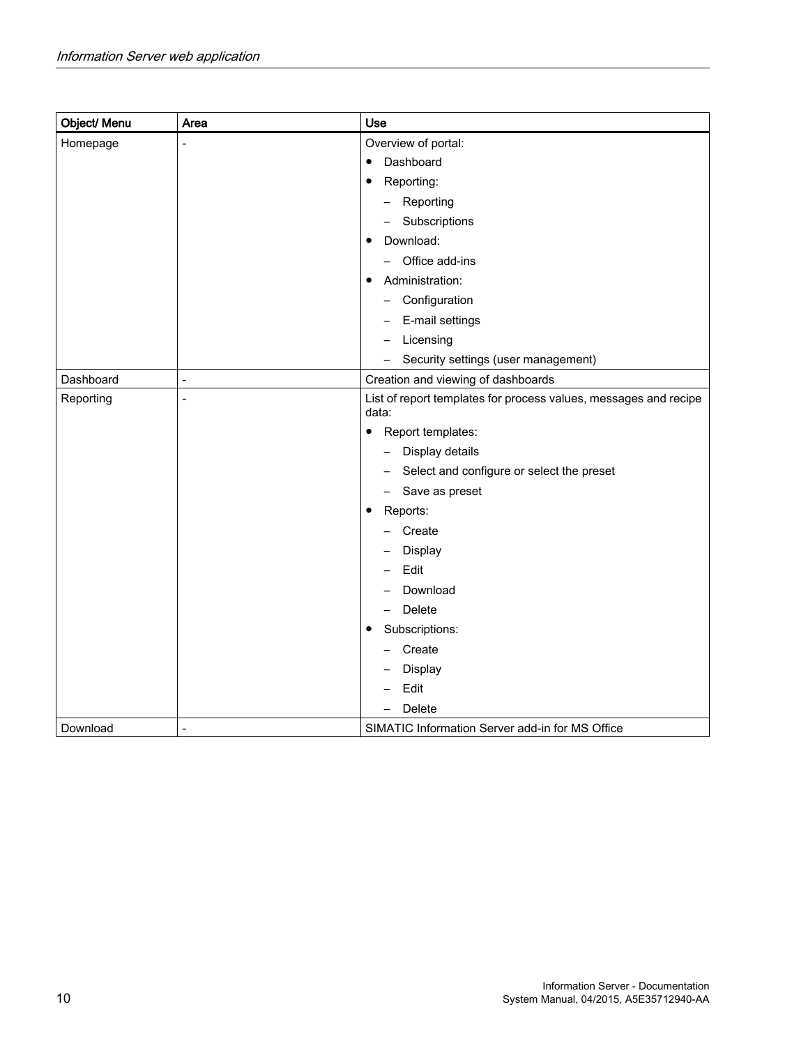| Object/ Menu | Area | Use |
|---|---|---|
| Homepage | - | Overview of portal:<br>• Dashboard<br>• Reporting:<br>– Reporting<br>– Subscriptions<br>• Download:<br>– Office add-ins<br>• Administration:<br>– Configuration<br>– E-mail settings<br>– Licensing<br>– Security settings (user management) |
| Dashboard | - | Creation and viewing of dashboards |
| Reporting | - | List of report templates for process values, messages and recipe data:<br>• Report templates:<br>– Display details<br>– Select and configure or select the preset<br>– Save as preset<br>• Reports:<br>– Create<br>– Display<br>– Edit<br>– Download<br>– Delete<br>• Subscriptions:<br>– Create<br>– Display<br>– Edit<br>– Delete |
| Download | - | SIMATIC Information Server add-in for MS Office |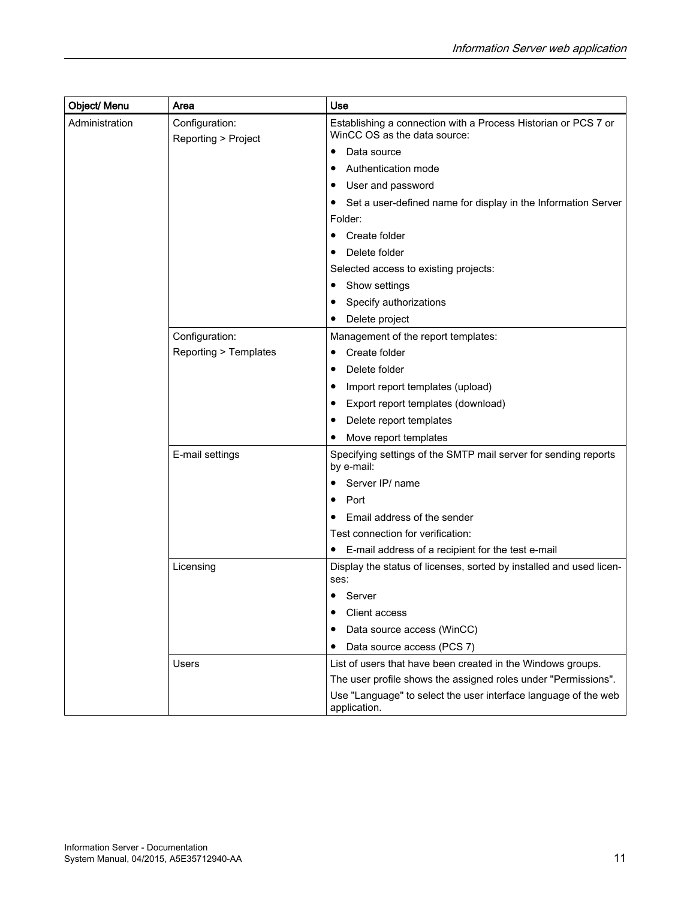| Object/ Menu | Area | Use |
|---|---|---|
| Administration | Configuration:<br>Reporting > Project | Establishing a connection with a Process Historian or PCS 7 or WinCC OS as the data source:<br>• Data source<br>• Authentication mode<br>• User and password<br>• Set a user-defined name for display in the Information Server<br>Folder:<br>• Create folder<br>• Delete folder<br>Selected access to existing projects:<br>• Show settings<br>• Specify authorizations<br>• Delete project |
| | Configuration:<br>Reporting > Templates | Management of the report templates:<br>• Create folder<br>• Delete folder<br>• Import report templates (upload)<br>• Export report templates (download)<br>• Delete report templates<br>• Move report templates |
| | E-mail settings | Specifying settings of the SMTP mail server for sending reports by e-mail:<br>• Server IP/ name<br>• Port<br>• Email address of the sender<br>Test connection for verification:<br>• E-mail address of a recipient for the test e-mail |
| | Licensing | Display the status of licenses, sorted by installed and used licenses:<br>• Server<br>• Client access<br>• Data source access (WinCC)<br>• Data source access (PCS 7) |
| | Users | List of users that have been created in the Windows groups.<br>The user profile shows the assigned roles under "Permissions".<br>Use "Language" to select the user interface language of the web application. |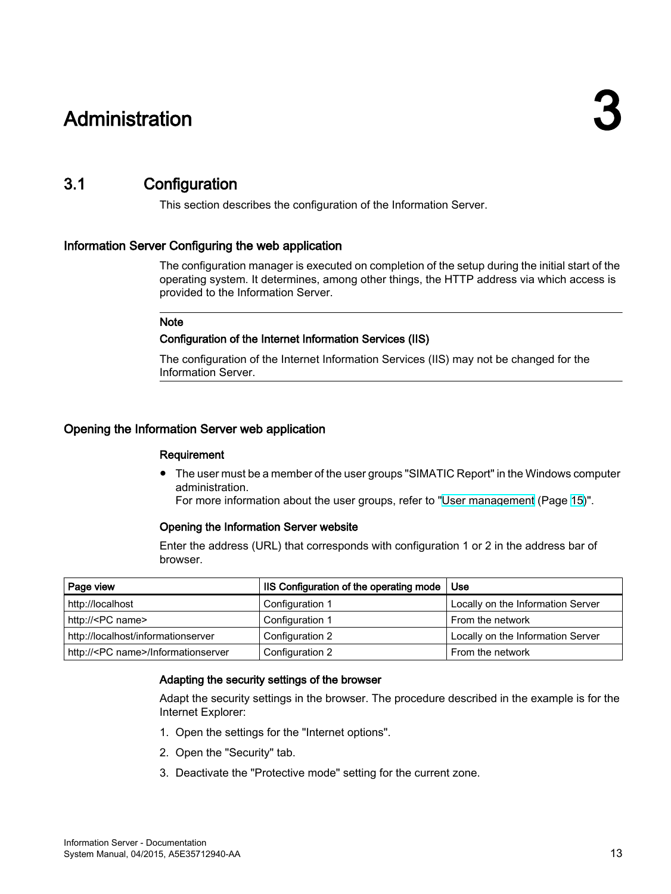# 3 Administration

## 3.1 Configuration

This section describes the configuration of the Information Server.

### Information Server Configuring the web application

The configuration manager is executed on completion of the setup during the initial start of the operating system. It determines, among other things, the HTTP address via which access is provided to the Information Server.

---

**Note**

**Configuration of the Internet Information Services (IIS)**

The configuration of the Internet Information Services (IIS) may not be changed for the Information Server.

---

### Opening the Information Server web application

#### Requirement

- The user must be a member of the user groups "SIMATIC Report" in the Windows computer administration.
  For more information about the user groups, refer to "User management (Page 15)".

#### Opening the Information Server website

Enter the address (URL) that corresponds with configuration 1 or 2 in the address bar of browser.

| Page view | IIS Configuration of the operating mode | Use |
|---|---|---|
| http://localhost | Configuration 1 | Locally on the Information Server |
| http://<PC name> | Configuration 1 | From the network |
| http://localhost/informationserver | Configuration 2 | Locally on the Information Server |
| http://<PC name>/Informationserver | Configuration 2 | From the network |

#### Adapting the security settings of the browser

Adapt the security settings in the browser. The procedure described in the example is for the Internet Explorer:

1. Open the settings for the "Internet options".
2. Open the "Security" tab.
3. Deactivate the "Protective mode" setting for the current zone.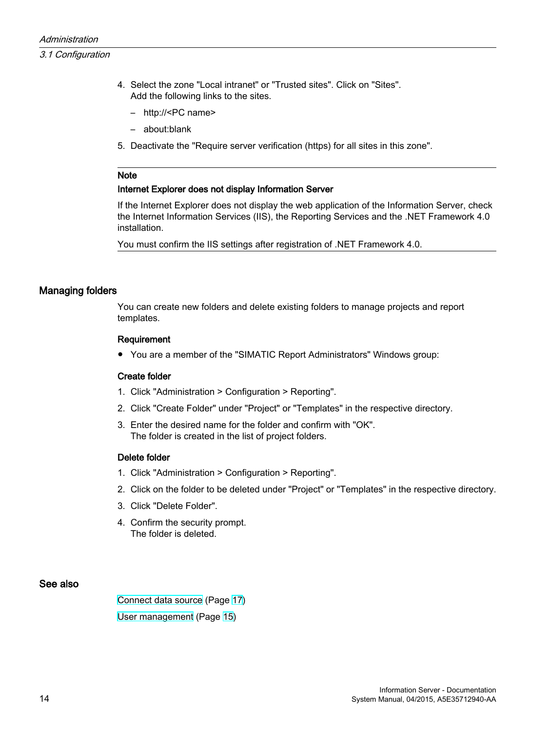4. Select the zone "Local intranet" or "Trusted sites". Click on "Sites".
   Add the following links to the sites.
   – http://<PC name>
   – about:blank
5. Deactivate the "Require server verification (https) for all sites in this zone".

---

**Note**

**Internet Explorer does not display Information Server**

If the Internet Explorer does not display the web application of the Information Server, check the Internet Information Services (IIS), the Reporting Services and the .NET Framework 4.0 installation.

You must confirm the IIS settings after registration of .NET Framework 4.0.

---

## Managing folders

You can create new folders and delete existing folders to manage projects and report templates.

### Requirement

- You are a member of the "SIMATIC Report Administrators" Windows group:

### Create folder

1. Click "Administration > Configuration > Reporting".
2. Click "Create Folder" under "Project" or "Templates" in the respective directory.
3. Enter the desired name for the folder and confirm with "OK".
   The folder is created in the list of project folders.

### Delete folder

1. Click "Administration > Configuration > Reporting".
2. Click on the folder to be deleted under "Project" or "Templates" in the respective directory.
3. Click "Delete Folder".
4. Confirm the security prompt.
   The folder is deleted.

## See also

Connect data source (Page 17)

User management (Page 15)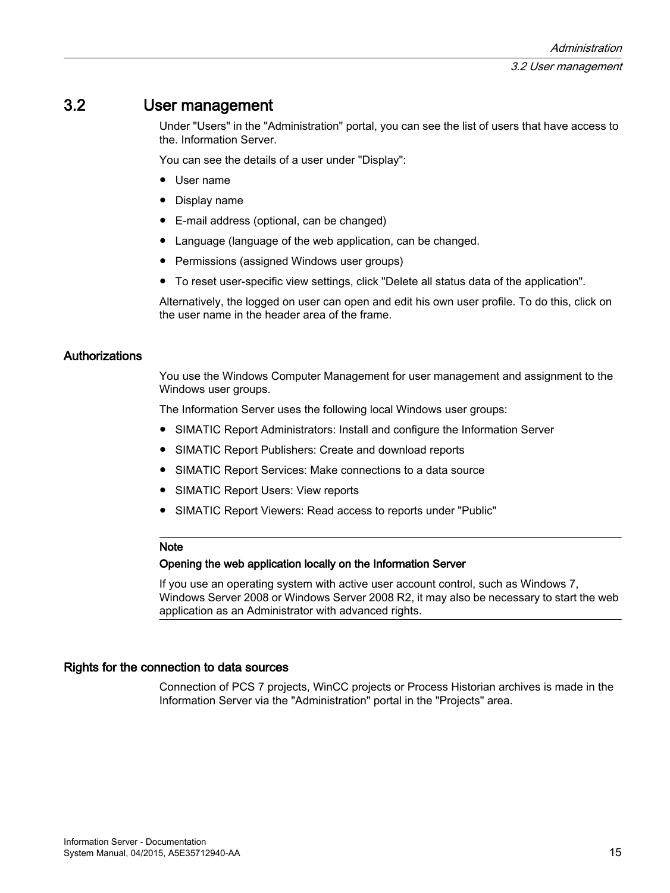## 3.2 User management

Under "Users" in the "Administration" portal, you can see the list of users that have access to the. Information Server.

You can see the details of a user under "Display":

- User name
- Display name
- E-mail address (optional, can be changed)
- Language (language of the web application, can be changed.
- Permissions (assigned Windows user groups)
- To reset user-specific view settings, click "Delete all status data of the application".

Alternatively, the logged on user can open and edit his own user profile. To do this, click on the user name in the header area of the frame.

### Authorizations

You use the Windows Computer Management for user management and assignment to the Windows user groups.

The Information Server uses the following local Windows user groups:

- SIMATIC Report Administrators: Install and configure the Information Server
- SIMATIC Report Publishers: Create and download reports
- SIMATIC Report Services: Make connections to a data source
- SIMATIC Report Users: View reports
- SIMATIC Report Viewers: Read access to reports under "Public"

---

**Note**

**Opening the web application locally on the Information Server**

If you use an operating system with active user account control, such as Windows 7, Windows Server 2008 or Windows Server 2008 R2, it may also be necessary to start the web application as an Administrator with advanced rights.

---

### Rights for the connection to data sources

Connection of PCS 7 projects, WinCC projects or Process Historian archives is made in the Information Server via the "Administration" portal in the "Projects" area.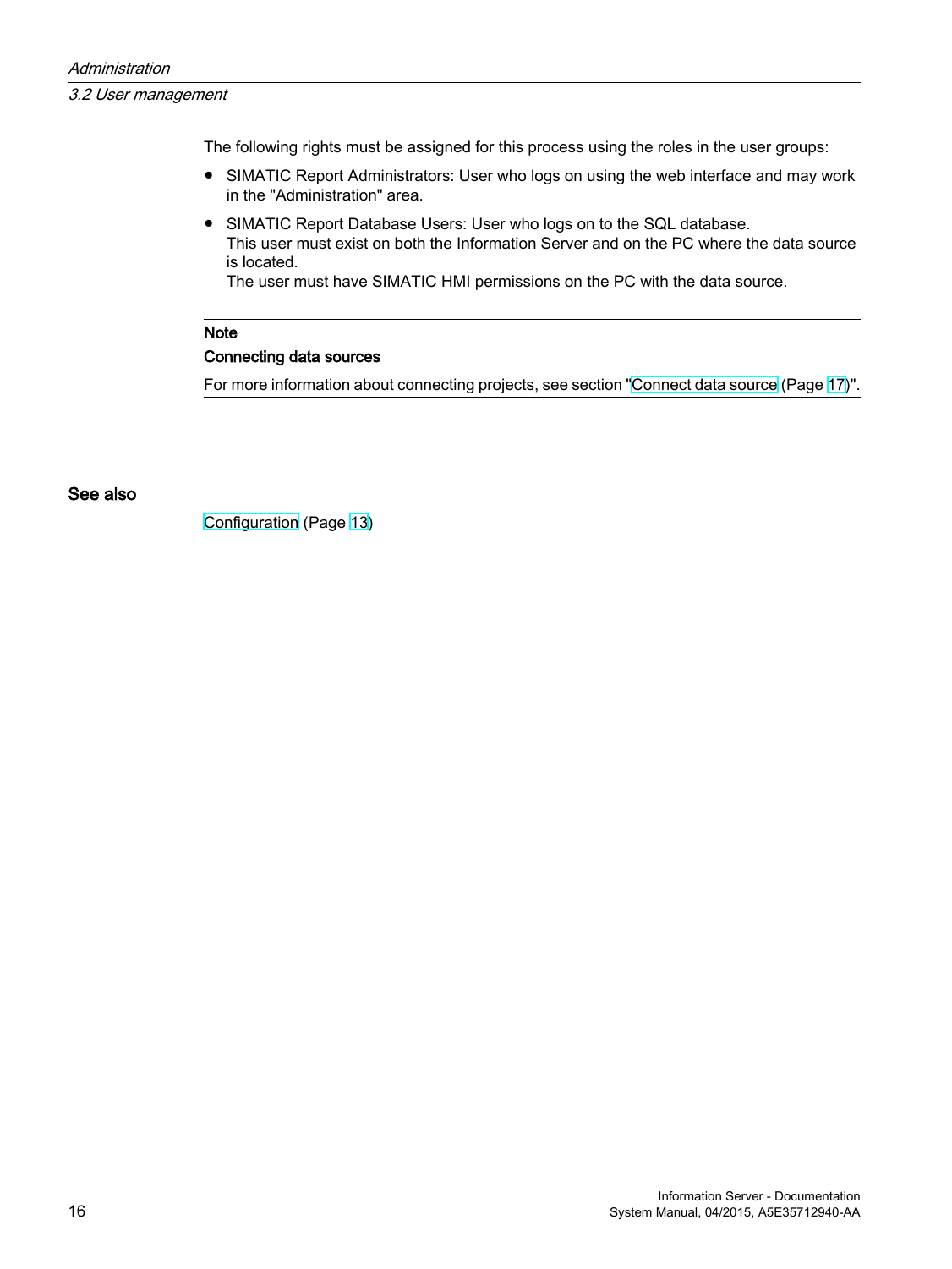The following rights must be assigned for this process using the roles in the user groups:

- SIMATIC Report Administrators: User who logs on using the web interface and may work in the "Administration" area.
- SIMATIC Report Database Users: User who logs on to the SQL database.
  This user must exist on both the Information Server and on the PC where the data source is located.
  The user must have SIMATIC HMI permissions on the PC with the data source.

---

**Note**

**Connecting data sources**

For more information about connecting projects, see section "Connect data source (Page 17)".

---

### See also

Configuration (Page 13)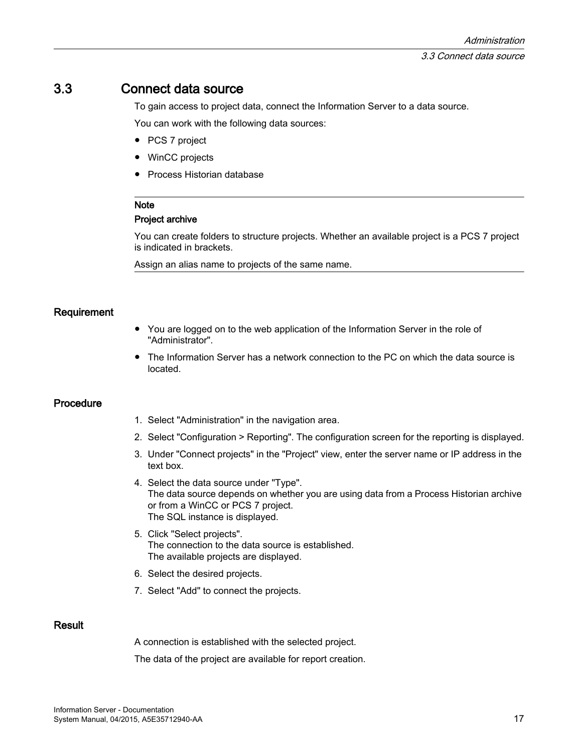## 3.3 Connect data source

To gain access to project data, connect the Information Server to a data source.

You can work with the following data sources:

- PCS 7 project
- WinCC projects
- Process Historian database

---

**Note**

**Project archive**

You can create folders to structure projects. Whether an available project is a PCS 7 project is indicated in brackets.

Assign an alias name to projects of the same name.

---

### Requirement

- You are logged on to the web application of the Information Server in the role of "Administrator".
- The Information Server has a network connection to the PC on which the data source is located.

### Procedure

1. Select "Administration" in the navigation area.
2. Select "Configuration > Reporting". The configuration screen for the reporting is displayed.
3. Under "Connect projects" in the "Project" view, enter the server name or IP address in the text box.
4. Select the data source under "Type".
   The data source depends on whether you are using data from a Process Historian archive or from a WinCC or PCS 7 project.
   The SQL instance is displayed.
5. Click "Select projects".
   The connection to the data source is established.
   The available projects are displayed.
6. Select the desired projects.
7. Select "Add" to connect the projects.

### Result

A connection is established with the selected project.

The data of the project are available for report creation.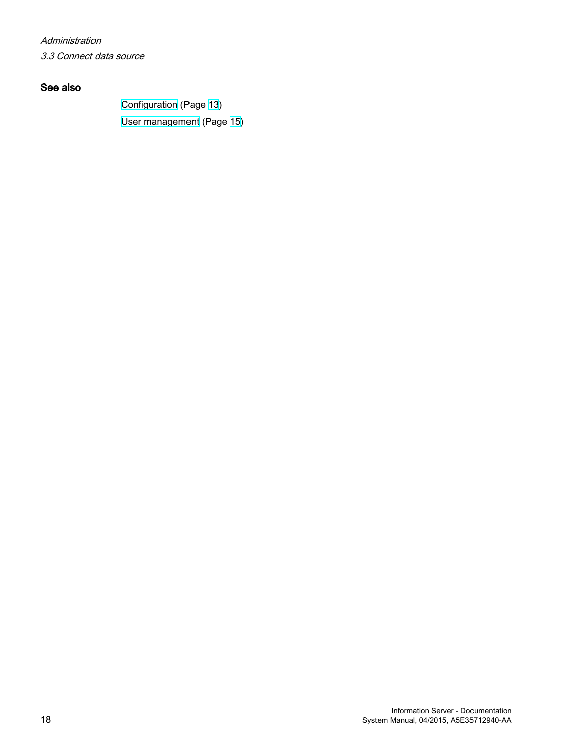### See also

Configuration (Page 13)

User management (Page 15)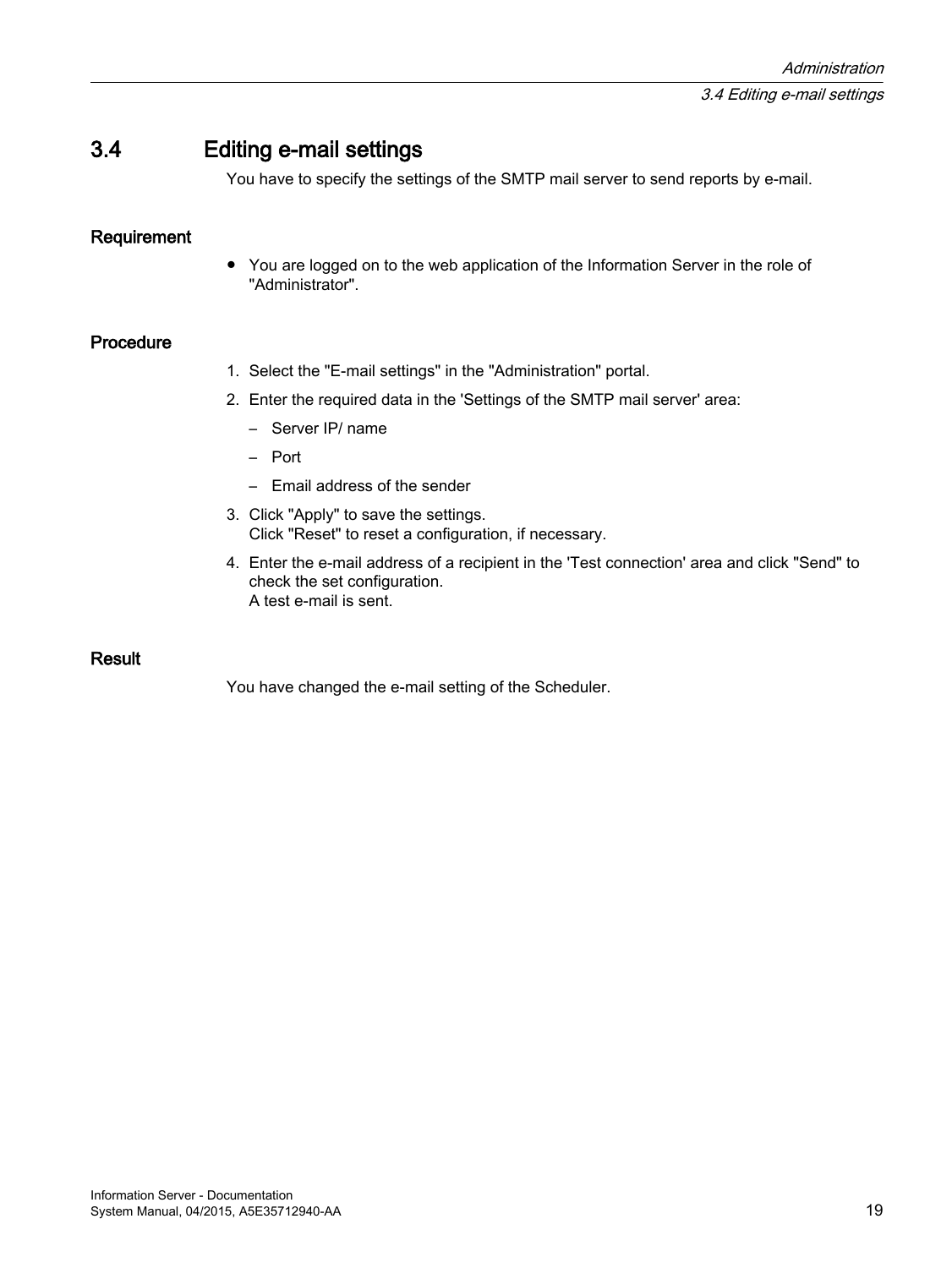## 3.4 Editing e-mail settings

You have to specify the settings of the SMTP mail server to send reports by e-mail.

### Requirement

- You are logged on to the web application of the Information Server in the role of "Administrator".

### Procedure

1. Select the "E-mail settings" in the "Administration" portal.
2. Enter the required data in the 'Settings of the SMTP mail server' area:
   - Server IP/ name
   - Port
   - Email address of the sender
3. Click "Apply" to save the settings.
   Click "Reset" to reset a configuration, if necessary.
4. Enter the e-mail address of a recipient in the 'Test connection' area and click "Send" to check the set configuration.
   A test e-mail is sent.

### Result

You have changed the e-mail setting of the Scheduler.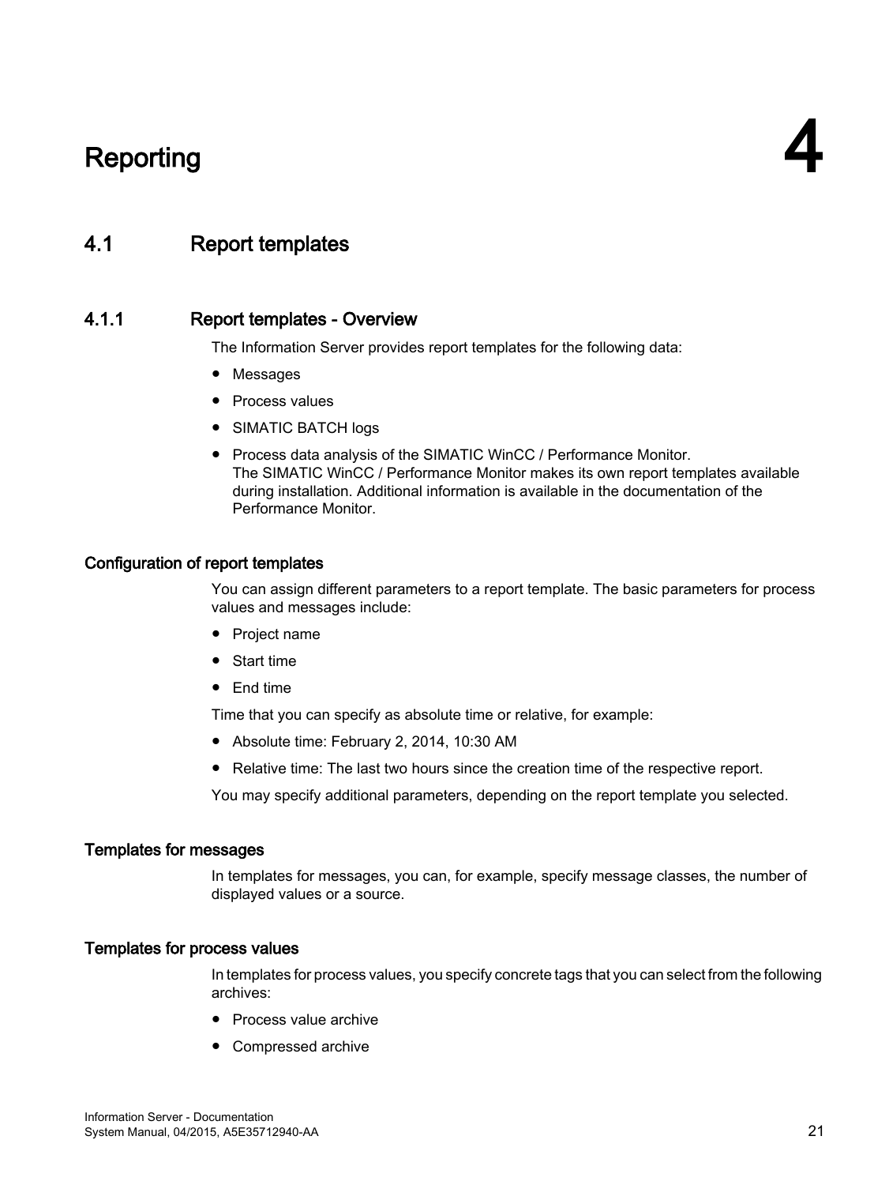# 4 Reporting

## 4.1 Report templates

### 4.1.1 Report templates - Overview

The Information Server provides report templates for the following data:

- Messages
- Process values
- SIMATIC BATCH logs
- Process data analysis of the SIMATIC WinCC / Performance Monitor.
  The SIMATIC WinCC / Performance Monitor makes its own report templates available during installation. Additional information is available in the documentation of the Performance Monitor.

#### Configuration of report templates

You can assign different parameters to a report template. The basic parameters for process values and messages include:

- Project name
- Start time
- End time

Time that you can specify as absolute time or relative, for example:

- Absolute time: February 2, 2014, 10:30 AM
- Relative time: The last two hours since the creation time of the respective report.

You may specify additional parameters, depending on the report template you selected.

#### Templates for messages

In templates for messages, you can, for example, specify message classes, the number of displayed values or a source.

#### Templates for process values

In templates for process values, you specify concrete tags that you can select from the following archives:

- Process value archive
- Compressed archive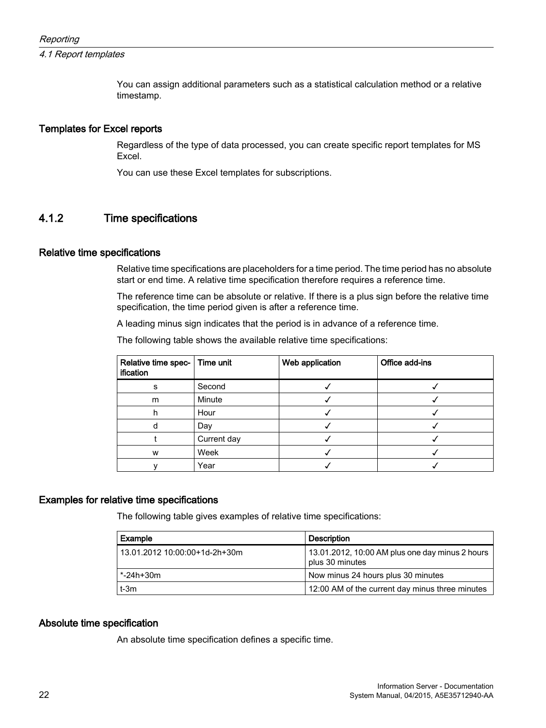You can assign additional parameters such as a statistical calculation method or a relative timestamp.

### Templates for Excel reports

Regardless of the type of data processed, you can create specific report templates for MS Excel.

You can use these Excel templates for subscriptions.

## 4.1.2 Time specifications

### Relative time specifications

Relative time specifications are placeholders for a time period. The time period has no absolute start or end time. A relative time specification therefore requires a reference time.

The reference time can be absolute or relative. If there is a plus sign before the relative time specification, the time period given is after a reference time.

A leading minus sign indicates that the period is in advance of a reference time.

The following table shows the available relative time specifications:

| Relative time specification | Time unit | Web application | Office add-ins |
|---|---|---|---|
| s | Second | ✓ | ✓ |
| m | Minute | ✓ | ✓ |
| h | Hour | ✓ | ✓ |
| d | Day | ✓ | ✓ |
| t | Current day | ✓ | ✓ |
| w | Week | ✓ | ✓ |
| y | Year | ✓ | ✓ |

### Examples for relative time specifications

The following table gives examples of relative time specifications:

| Example | Description |
|---|---|
| 13.01.2012 10:00:00+1d-2h+30m | 13.01.2012, 10:00 AM plus one day minus 2 hours plus 30 minutes |
| *-24h+30m | Now minus 24 hours plus 30 minutes |
| t-3m | 12:00 AM of the current day minus three minutes |

### Absolute time specification

An absolute time specification defines a specific time.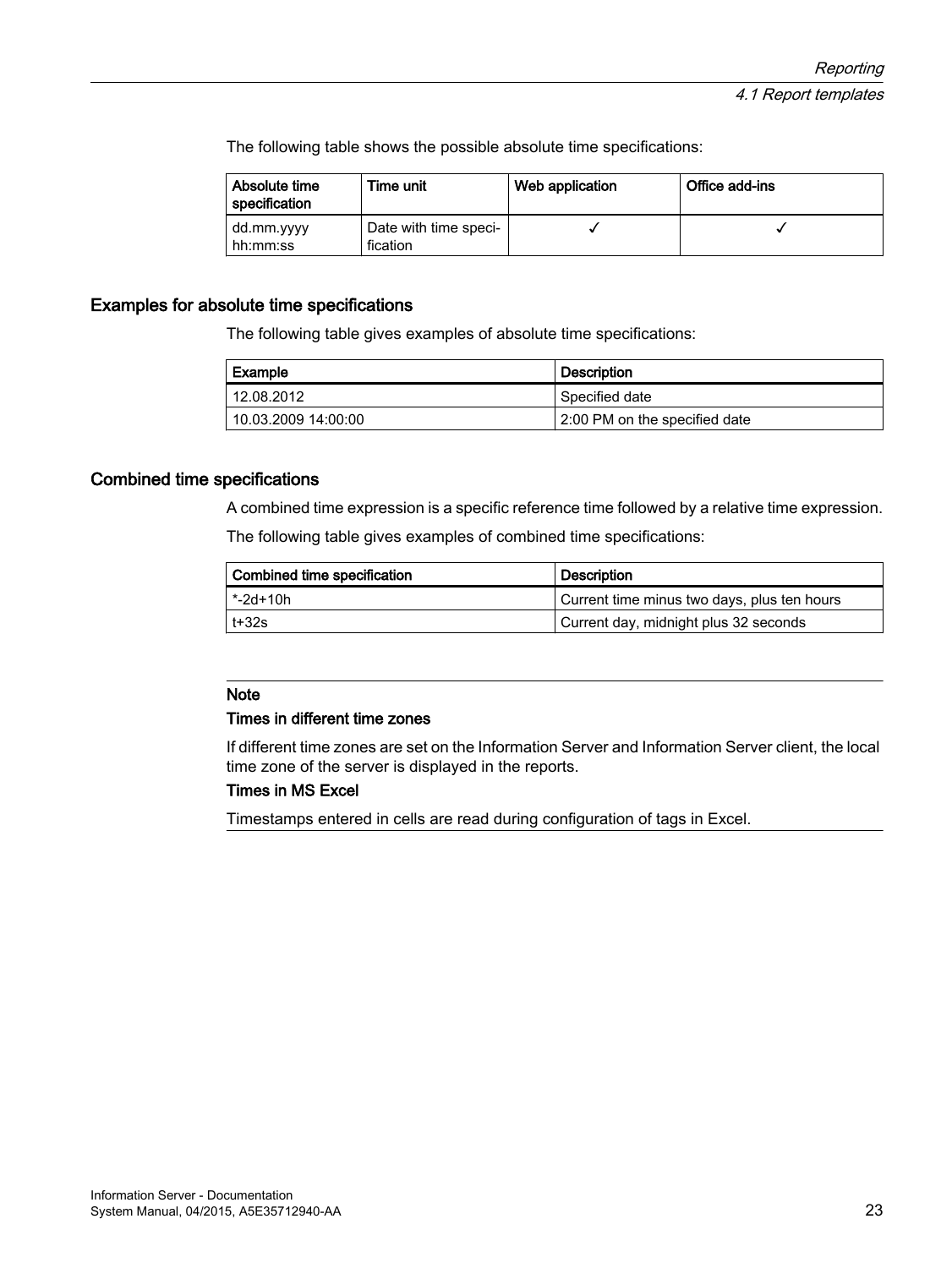The following table shows the possible absolute time specifications:

| Absolute time specification | Time unit | Web application | Office add-ins |
|---|---|---|---|
| dd.mm.yyyy hh:mm:ss | Date with time specification | ✓ | ✓ |

### Examples for absolute time specifications

The following table gives examples of absolute time specifications:

| Example | Description |
|---|---|
| 12.08.2012 | Specified date |
| 10.03.2009 14:00:00 | 2:00 PM on the specified date |

### Combined time specifications

A combined time expression is a specific reference time followed by a relative time expression.

The following table gives examples of combined time specifications:

| Combined time specification | Description |
|---|---|
| *-2d+10h | Current time minus two days, plus ten hours |
| t+32s | Current day, midnight plus 32 seconds |

---

**Note**

**Times in different time zones**

If different time zones are set on the Information Server and Information Server client, the local time zone of the server is displayed in the reports.

**Times in MS Excel**

Timestamps entered in cells are read during configuration of tags in Excel.

---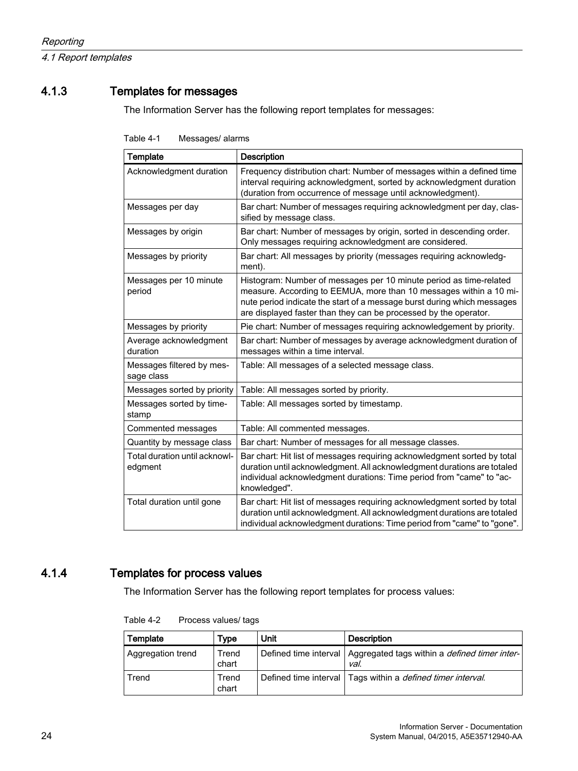### 4.1.3 Templates for messages

The Information Server has the following report templates for messages:

Table 4-1 Messages/ alarms

| Template | Description |
|---|---|
| Acknowledgment duration | Frequency distribution chart: Number of messages within a defined time interval requiring acknowledgment, sorted by acknowledgment duration (duration from occurrence of message until acknowledgment). |
| Messages per day | Bar chart: Number of messages requiring acknowledgment per day, classified by message class. |
| Messages by origin | Bar chart: Number of messages by origin, sorted in descending order. Only messages requiring acknowledgment are considered. |
| Messages by priority | Bar chart: All messages by priority (messages requiring acknowledgment). |
| Messages per 10 minute period | Histogram: Number of messages per 10 minute period as time-related measure. According to EEMUA, more than 10 messages within a 10 minute period indicate the start of a message burst during which messages are displayed faster than they can be processed by the operator. |
| Messages by priority | Pie chart: Number of messages requiring acknowledgement by priority. |
| Average acknowledgment duration | Bar chart: Number of messages by average acknowledgment duration of messages within a time interval. |
| Messages filtered by message class | Table: All messages of a selected message class. |
| Messages sorted by priority | Table: All messages sorted by priority. |
| Messages sorted by timestamp | Table: All messages sorted by timestamp. |
| Commented messages | Table: All commented messages. |
| Quantity by message class | Bar chart: Number of messages for all message classes. |
| Total duration until acknowledgment | Bar chart: Hit list of messages requiring acknowledgment sorted by total duration until acknowledgment. All acknowledgment durations are totaled individual acknowledgment durations: Time period from "came" to "acknowledged". |
| Total duration until gone | Bar chart: Hit list of messages requiring acknowledgment sorted by total duration until acknowledgment. All acknowledgment durations are totaled individual acknowledgment durations: Time period from "came" to "gone". |

### 4.1.4 Templates for process values

The Information Server has the following report templates for process values:

Table 4-2 Process values/ tags

| Template | Type | Unit | Description |
|---|---|---|---|
| Aggregation trend | Trend chart | Defined time interval | Aggregated tags within a *defined timer interval*. |
| Trend | Trend chart | Defined time interval | Tags within a *defined timer interval*. |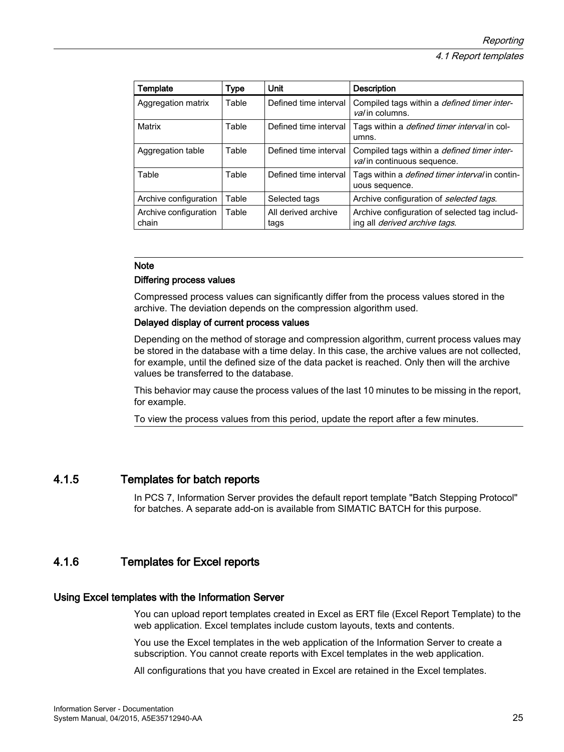| Template | Type | Unit | Description |
| --- | --- | --- | --- |
| Aggregation matrix | Table | Defined time interval | Compiled tags within a *defined timer interval* in columns. |
| Matrix | Table | Defined time interval | Tags within a *defined timer interval* in columns. |
| Aggregation table | Table | Defined time interval | Compiled tags within a *defined timer interval* in continuous sequence. |
| Table | Table | Defined time interval | Tags within a *defined timer interval* in continuous sequence. |
| Archive configuration | Table | Selected tags | Archive configuration of *selected tags*. |
| Archive configuration chain | Table | All derived archive tags | Archive configuration of selected tag including all *derived archive tags*. |

---

**Note**

**Differing process values**

Compressed process values can significantly differ from the process values stored in the archive. The deviation depends on the compression algorithm used.

**Delayed display of current process values**

Depending on the method of storage and compression algorithm, current process values may be stored in the database with a time delay. In this case, the archive values are not collected, for example, until the defined size of the data packet is reached. Only then will the archive values be transferred to the database.

This behavior may cause the process values of the last 10 minutes to be missing in the report, for example.

To view the process values from this period, update the report after a few minutes.

---

## 4.1.5 Templates for batch reports

In PCS 7, Information Server provides the default report template "Batch Stepping Protocol" for batches. A separate add-on is available from SIMATIC BATCH for this purpose.

## 4.1.6 Templates for Excel reports

### Using Excel templates with the Information Server

You can upload report templates created in Excel as ERT file (Excel Report Template) to the web application. Excel templates include custom layouts, texts and contents.

You use the Excel templates in the web application of the Information Server to create a subscription. You cannot create reports with Excel templates in the web application.

All configurations that you have created in Excel are retained in the Excel templates.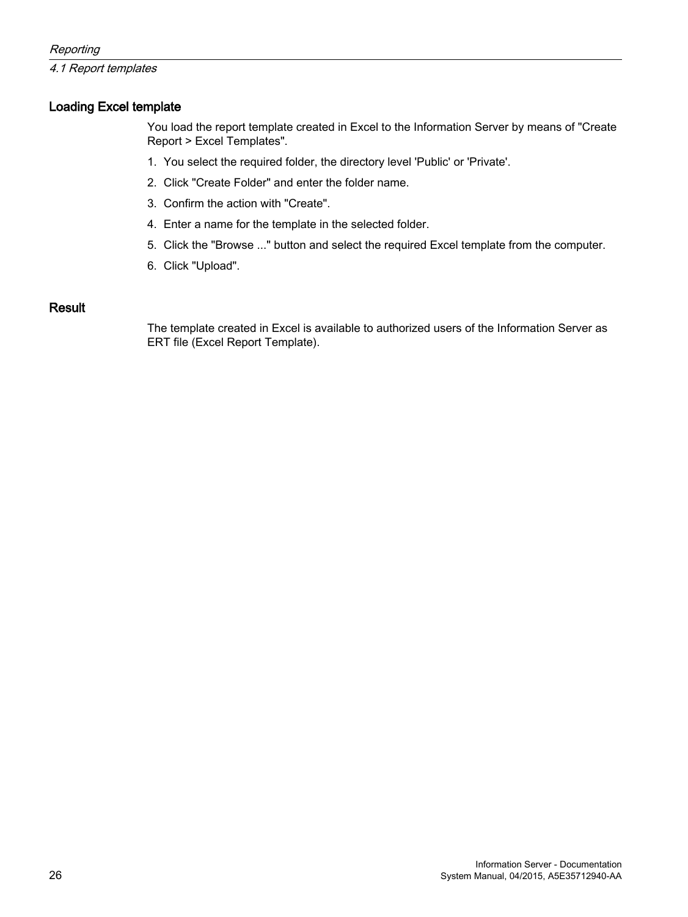### Loading Excel template

You load the report template created in Excel to the Information Server by means of "Create Report > Excel Templates".

1. You select the required folder, the directory level 'Public' or 'Private'.
2. Click "Create Folder" and enter the folder name.
3. Confirm the action with "Create".
4. Enter a name for the template in the selected folder.
5. Click the "Browse ..." button and select the required Excel template from the computer.
6. Click "Upload".

### Result

The template created in Excel is available to authorized users of the Information Server as ERT file (Excel Report Template).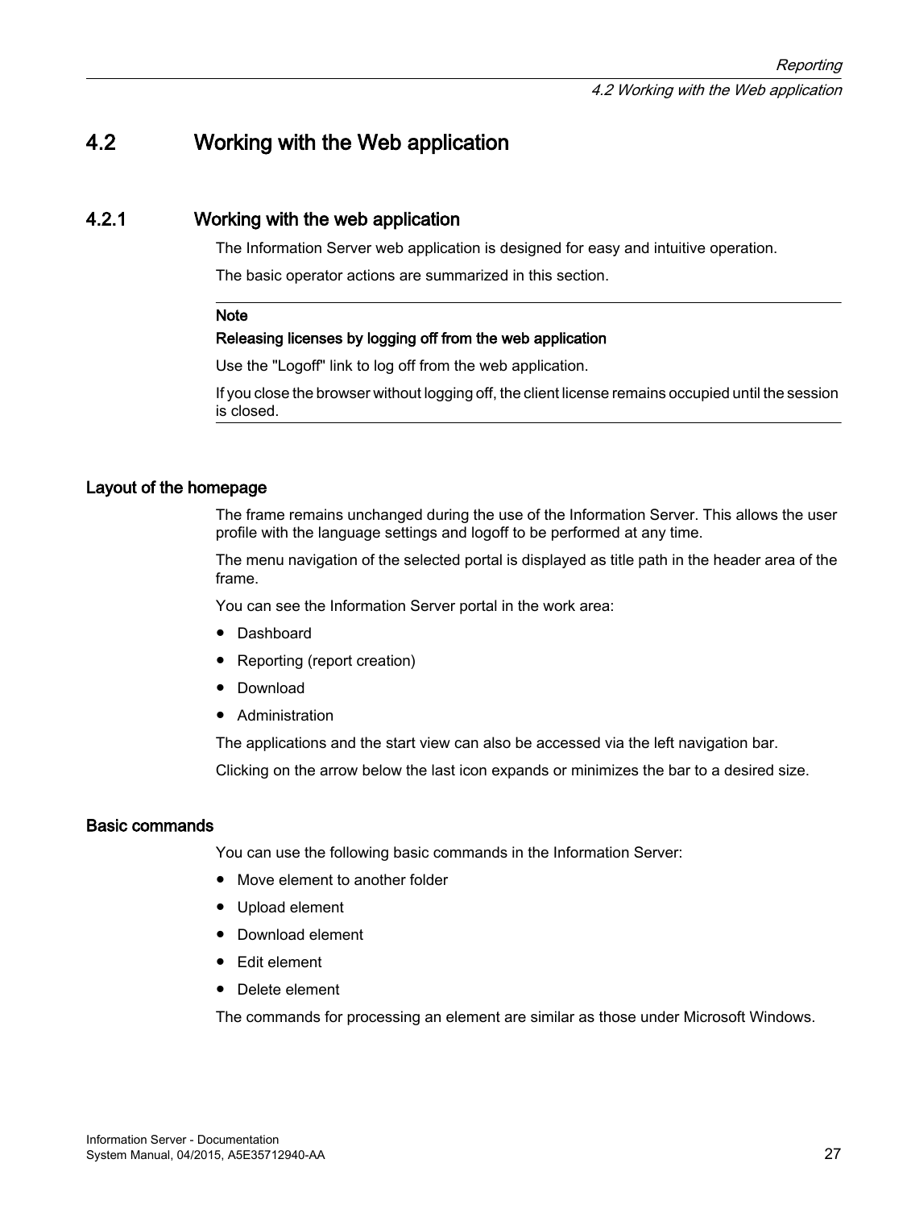## 4.2 Working with the Web application

### 4.2.1 Working with the web application

The Information Server web application is designed for easy and intuitive operation.

The basic operator actions are summarized in this section.

---

**Note**

**Releasing licenses by logging off from the web application**

Use the "Logoff" link to log off from the web application.

If you close the browser without logging off, the client license remains occupied until the session is closed.

---

#### Layout of the homepage

The frame remains unchanged during the use of the Information Server. This allows the user profile with the language settings and logoff to be performed at any time.

The menu navigation of the selected portal is displayed as title path in the header area of the frame.

You can see the Information Server portal in the work area:

- Dashboard
- Reporting (report creation)
- Download
- Administration

The applications and the start view can also be accessed via the left navigation bar.

Clicking on the arrow below the last icon expands or minimizes the bar to a desired size.

#### Basic commands

You can use the following basic commands in the Information Server:

- Move element to another folder
- Upload element
- Download element
- Edit element
- Delete element

The commands for processing an element are similar as those under Microsoft Windows.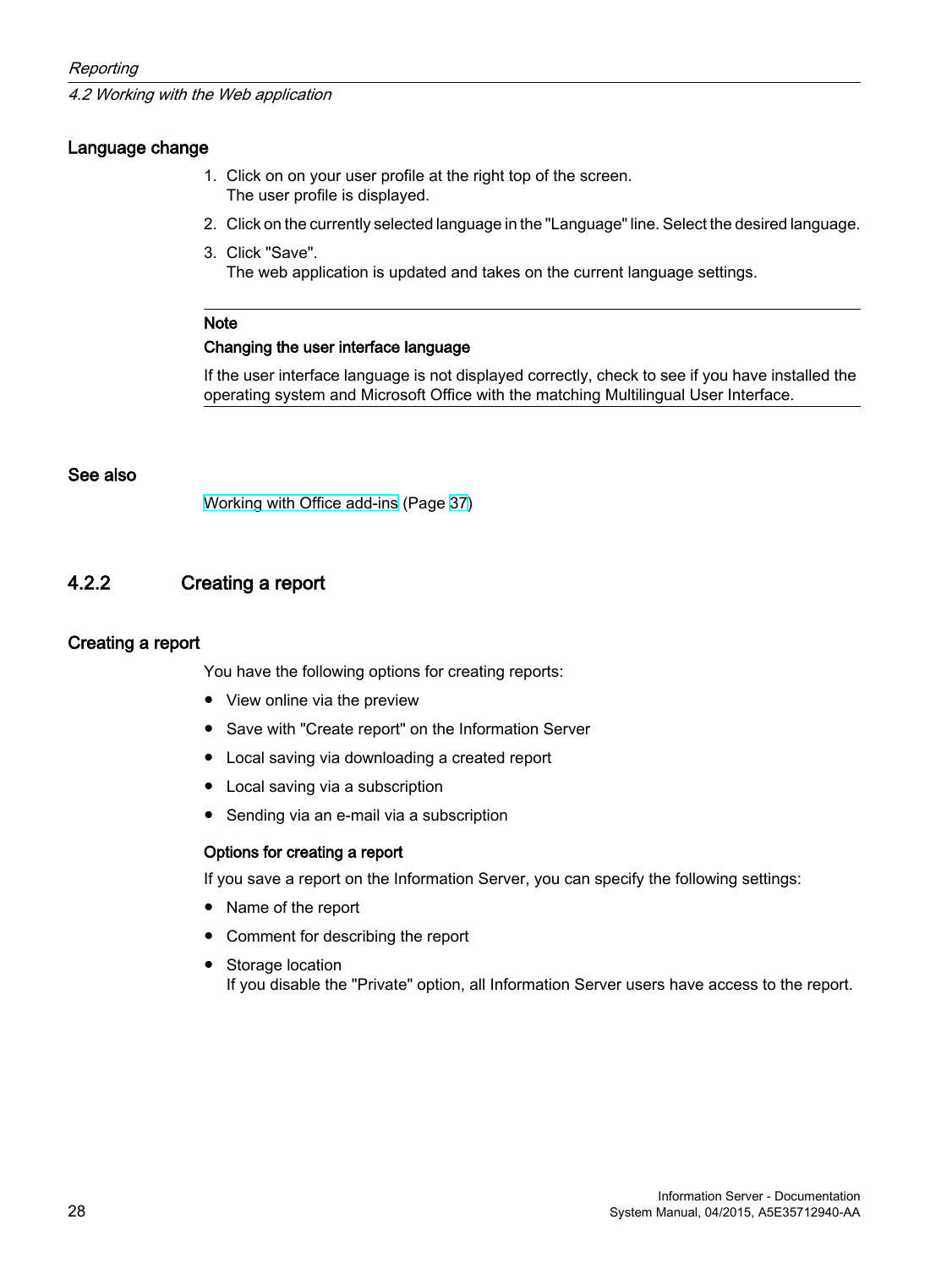### Language change

1. Click on on your user profile at the right top of the screen.
   The user profile is displayed.
2. Click on the currently selected language in the "Language" line. Select the desired language.
3. Click "Save".
   The web application is updated and takes on the current language settings.

---

**Note**

**Changing the user interface language**

If the user interface language is not displayed correctly, check to see if you have installed the operating system and Microsoft Office with the matching Multilingual User Interface.

---

### See also

Working with Office add-ins (Page 37)

## 4.2.2 Creating a report

### Creating a report

You have the following options for creating reports:

- View online via the preview
- Save with "Create report" on the Information Server
- Local saving via downloading a created report
- Local saving via a subscription
- Sending via an e-mail via a subscription

#### Options for creating a report

If you save a report on the Information Server, you can specify the following settings:

- Name of the report
- Comment for describing the report
- Storage location
  If you disable the "Private" option, all Information Server users have access to the report.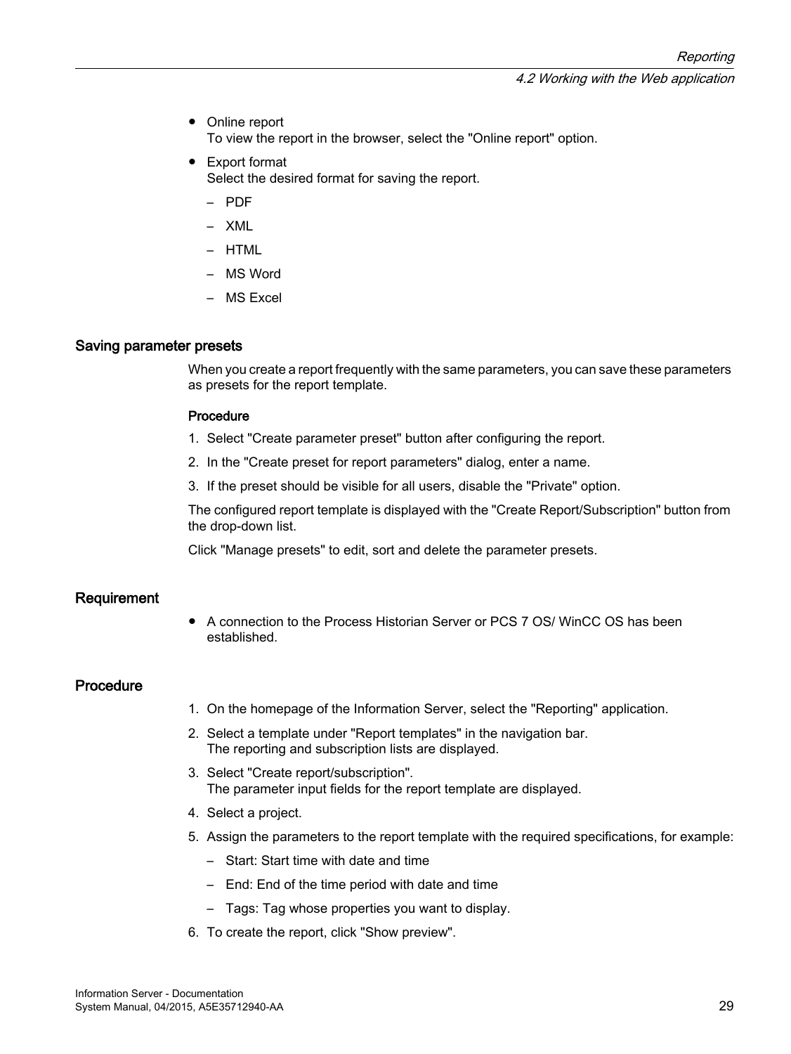- Online report
  To view the report in the browser, select the "Online report" option.
- Export format
  Select the desired format for saving the report.
  - PDF
  - XML
  - HTML
  - MS Word
  - MS Excel

### Saving parameter presets

When you create a report frequently with the same parameters, you can save these parameters as presets for the report template.

#### Procedure

1. Select "Create parameter preset" button after configuring the report.
2. In the "Create preset for report parameters" dialog, enter a name.
3. If the preset should be visible for all users, disable the "Private" option.

The configured report template is displayed with the "Create Report/Subscription" button from the drop-down list.

Click "Manage presets" to edit, sort and delete the parameter presets.

### Requirement

- A connection to the Process Historian Server or PCS 7 OS/ WinCC OS has been established.

### Procedure

1. On the homepage of the Information Server, select the "Reporting" application.
2. Select a template under "Report templates" in the navigation bar.
   The reporting and subscription lists are displayed.
3. Select "Create report/subscription".
   The parameter input fields for the report template are displayed.
4. Select a project.
5. Assign the parameters to the report template with the required specifications, for example:
   - Start: Start time with date and time
   - End: End of the time period with date and time
   - Tags: Tag whose properties you want to display.
6. To create the report, click "Show preview".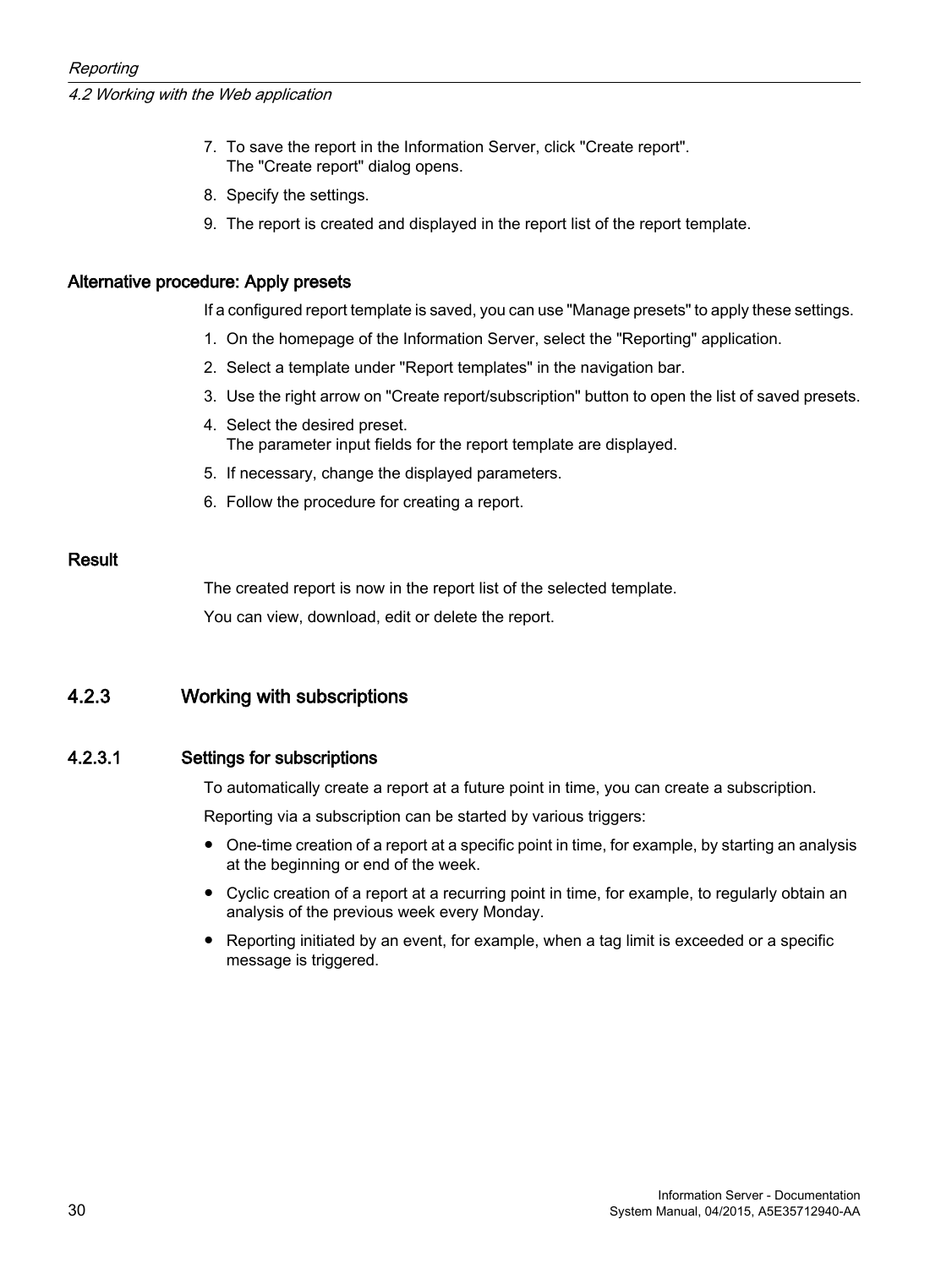7. To save the report in the Information Server, click "Create report".
   The "Create report" dialog opens.
8. Specify the settings.
9. The report is created and displayed in the report list of the report template.

#### Alternative procedure: Apply presets

If a configured report template is saved, you can use "Manage presets" to apply these settings.

1. On the homepage of the Information Server, select the "Reporting" application.
2. Select a template under "Report templates" in the navigation bar.
3. Use the right arrow on "Create report/subscription" button to open the list of saved presets.
4. Select the desired preset.
   The parameter input fields for the report template are displayed.
5. If necessary, change the displayed parameters.
6. Follow the procedure for creating a report.

#### Result

The created report is now in the report list of the selected template.

You can view, download, edit or delete the report.

## 4.2.3 Working with subscriptions

### 4.2.3.1 Settings for subscriptions

To automatically create a report at a future point in time, you can create a subscription.

Reporting via a subscription can be started by various triggers:

- One-time creation of a report at a specific point in time, for example, by starting an analysis at the beginning or end of the week.
- Cyclic creation of a report at a recurring point in time, for example, to regularly obtain an analysis of the previous week every Monday.
- Reporting initiated by an event, for example, when a tag limit is exceeded or a specific message is triggered.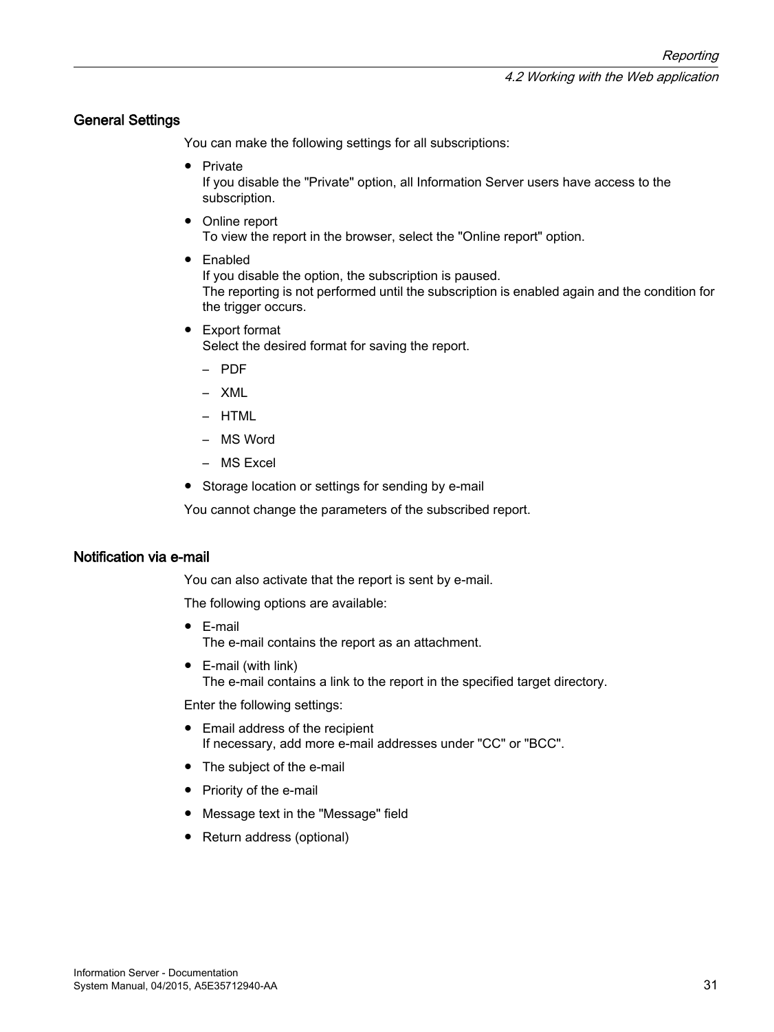### General Settings

You can make the following settings for all subscriptions:

- Private
  If you disable the "Private" option, all Information Server users have access to the subscription.
- Online report
  To view the report in the browser, select the "Online report" option.
- Enabled
  If you disable the option, the subscription is paused.
  The reporting is not performed until the subscription is enabled again and the condition for the trigger occurs.
- Export format
  Select the desired format for saving the report.
  - PDF
  - XML
  - HTML
  - MS Word
  - MS Excel
- Storage location or settings for sending by e-mail

You cannot change the parameters of the subscribed report.

### Notification via e-mail

You can also activate that the report is sent by e-mail.

The following options are available:

- E-mail
  The e-mail contains the report as an attachment.
- E-mail (with link)
  The e-mail contains a link to the report in the specified target directory.

Enter the following settings:

- Email address of the recipient
  If necessary, add more e-mail addresses under "CC" or "BCC".
- The subject of the e-mail
- Priority of the e-mail
- Message text in the "Message" field
- Return address (optional)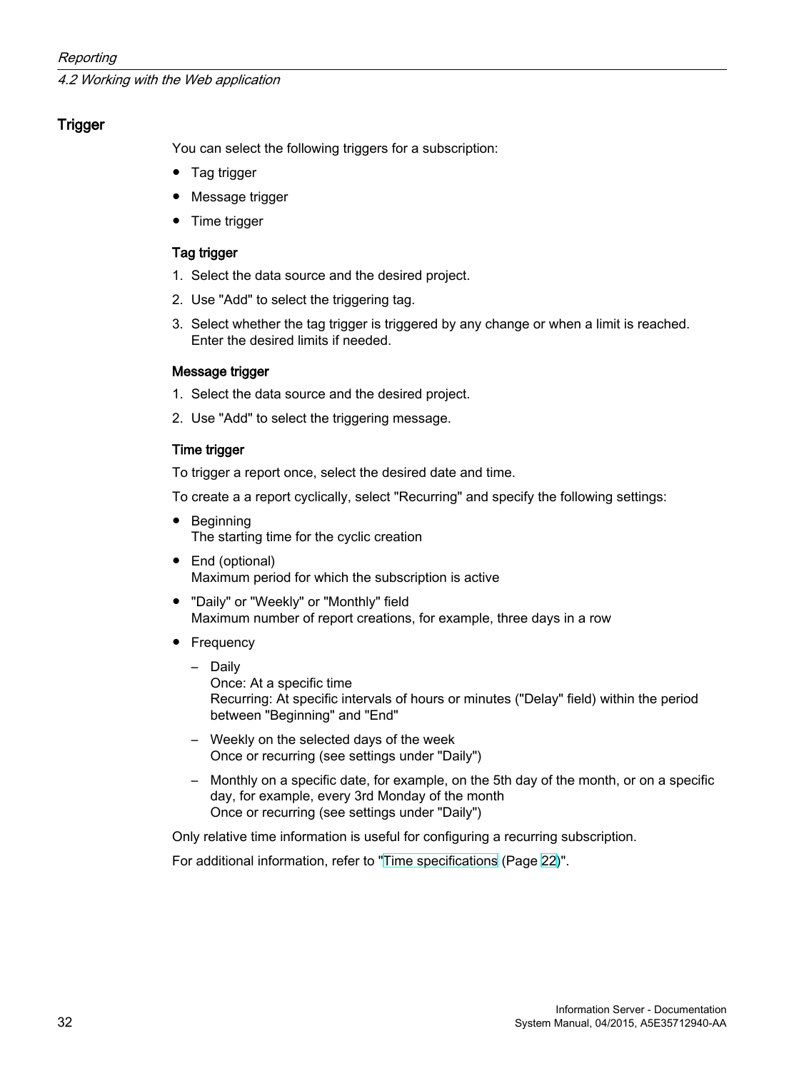## Trigger

You can select the following triggers for a subscription:

- Tag trigger
- Message trigger
- Time trigger

### Tag trigger

1. Select the data source and the desired project.
2. Use "Add" to select the triggering tag.
3. Select whether the tag trigger is triggered by any change or when a limit is reached. Enter the desired limits if needed.

### Message trigger

1. Select the data source and the desired project.
2. Use "Add" to select the triggering message.

### Time trigger

To trigger a report once, select the desired date and time.

To create a a report cyclically, select "Recurring" and specify the following settings:

- Beginning
  The starting time for the cyclic creation
- End (optional)
  Maximum period for which the subscription is active
- "Daily" or "Weekly" or "Monthly" field
  Maximum number of report creations, for example, three days in a row
- Frequency
  - Daily
    Once: At a specific time
    Recurring: At specific intervals of hours or minutes ("Delay" field) within the period between "Beginning" and "End"
  - Weekly on the selected days of the week
    Once or recurring (see settings under "Daily")
  - Monthly on a specific date, for example, on the 5th day of the month, or on a specific day, for example, every 3rd Monday of the month
    Once or recurring (see settings under "Daily")

Only relative time information is useful for configuring a recurring subscription.

For additional information, refer to "Time specifications (Page 22)".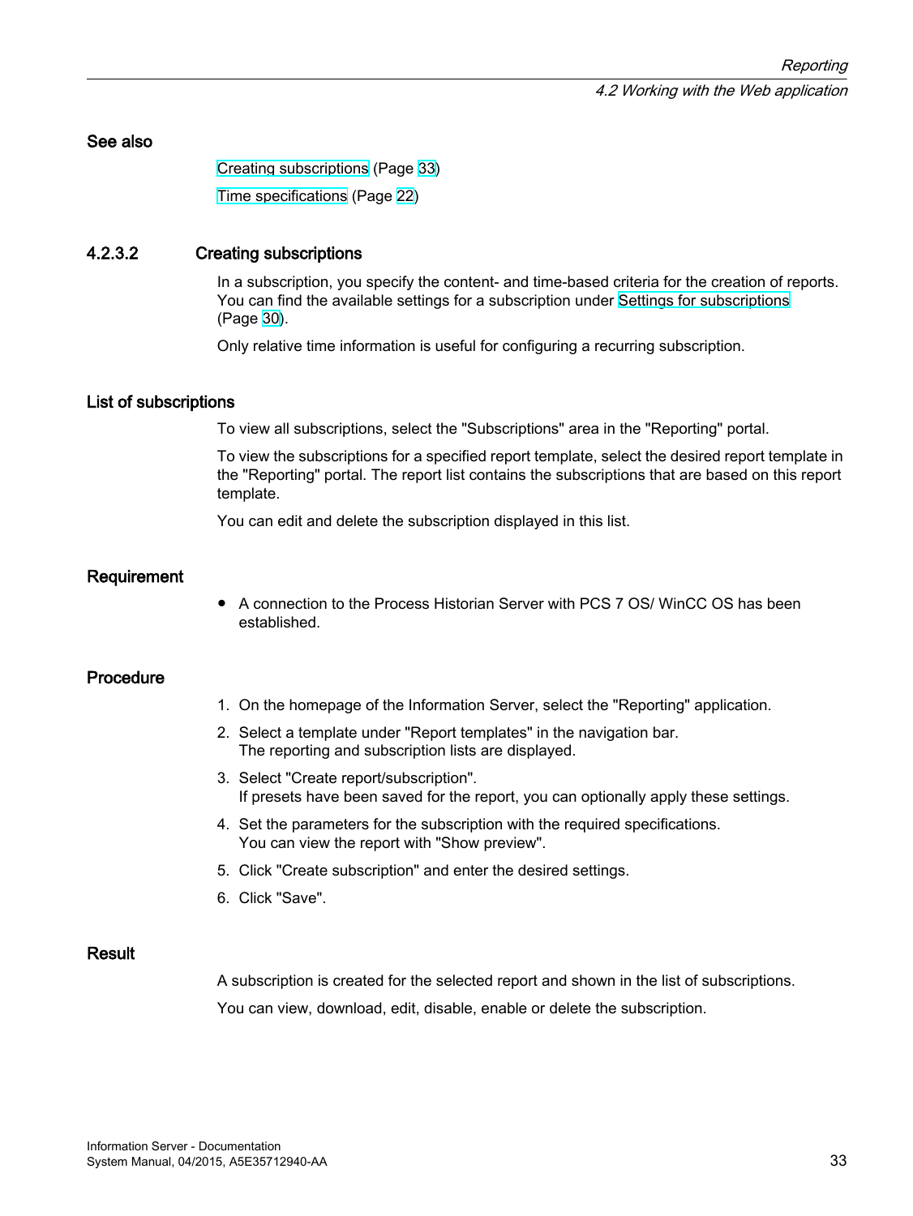### See also

Creating subscriptions (Page 33)

Time specifications (Page 22)

### 4.2.3.2 Creating subscriptions

In a subscription, you specify the content- and time-based criteria for the creation of reports. You can find the available settings for a subscription under Settings for subscriptions (Page 30).

Only relative time information is useful for configuring a recurring subscription.

#### List of subscriptions

To view all subscriptions, select the "Subscriptions" area in the "Reporting" portal.

To view the subscriptions for a specified report template, select the desired report template in the "Reporting" portal. The report list contains the subscriptions that are based on this report template.

You can edit and delete the subscription displayed in this list.

#### Requirement

- A connection to the Process Historian Server with PCS 7 OS/ WinCC OS has been established.

#### Procedure

1. On the homepage of the Information Server, select the "Reporting" application.
2. Select a template under "Report templates" in the navigation bar.
   The reporting and subscription lists are displayed.
3. Select "Create report/subscription".
   If presets have been saved for the report, you can optionally apply these settings.
4. Set the parameters for the subscription with the required specifications.
   You can view the report with "Show preview".
5. Click "Create subscription" and enter the desired settings.
6. Click "Save".

#### Result

A subscription is created for the selected report and shown in the list of subscriptions.

You can view, download, edit, disable, enable or delete the subscription.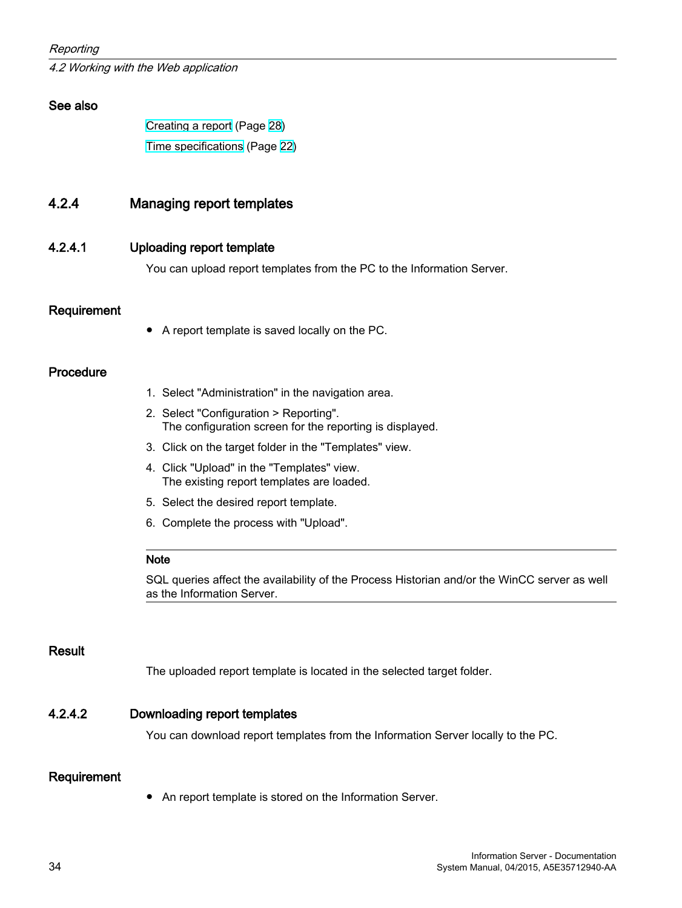#### See also

Creating a report (Page 28)

Time specifications (Page 22)

### 4.2.4 Managing report templates

#### 4.2.4.1 Uploading report template

You can upload report templates from the PC to the Information Server.

#### Requirement

- A report template is saved locally on the PC.

#### Procedure

1. Select "Administration" in the navigation area.
2. Select "Configuration > Reporting".
   The configuration screen for the reporting is displayed.
3. Click on the target folder in the "Templates" view.
4. Click "Upload" in the "Templates" view.
   The existing report templates are loaded.
5. Select the desired report template.
6. Complete the process with "Upload".

---

**Note**

SQL queries affect the availability of the Process Historian and/or the WinCC server as well as the Information Server.

---

#### Result

The uploaded report template is located in the selected target folder.

#### 4.2.4.2 Downloading report templates

You can download report templates from the Information Server locally to the PC.

#### Requirement

- An report template is stored on the Information Server.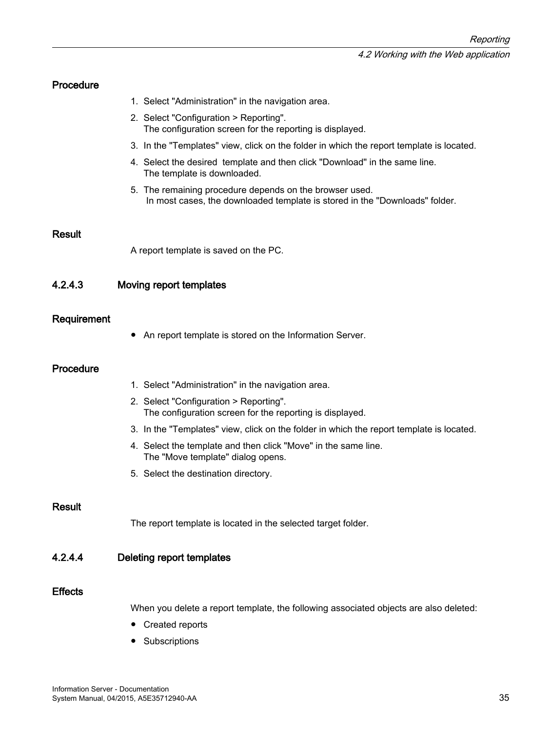#### Procedure

1. Select "Administration" in the navigation area.
2. Select "Configuration > Reporting".
   The configuration screen for the reporting is displayed.
3. In the "Templates" view, click on the folder in which the report template is located.
4. Select the desired template and then click "Download" in the same line.
   The template is downloaded.
5. The remaining procedure depends on the browser used.
   In most cases, the downloaded template is stored in the "Downloads" folder.

#### Result

A report template is saved on the PC.

### 4.2.4.3 Moving report templates

#### Requirement

- An report template is stored on the Information Server.

#### Procedure

1. Select "Administration" in the navigation area.
2. Select "Configuration > Reporting".
   The configuration screen for the reporting is displayed.
3. In the "Templates" view, click on the folder in which the report template is located.
4. Select the template and then click "Move" in the same line.
   The "Move template" dialog opens.
5. Select the destination directory.

#### Result

The report template is located in the selected target folder.

### 4.2.4.4 Deleting report templates

#### Effects

When you delete a report template, the following associated objects are also deleted:

- Created reports
- Subscriptions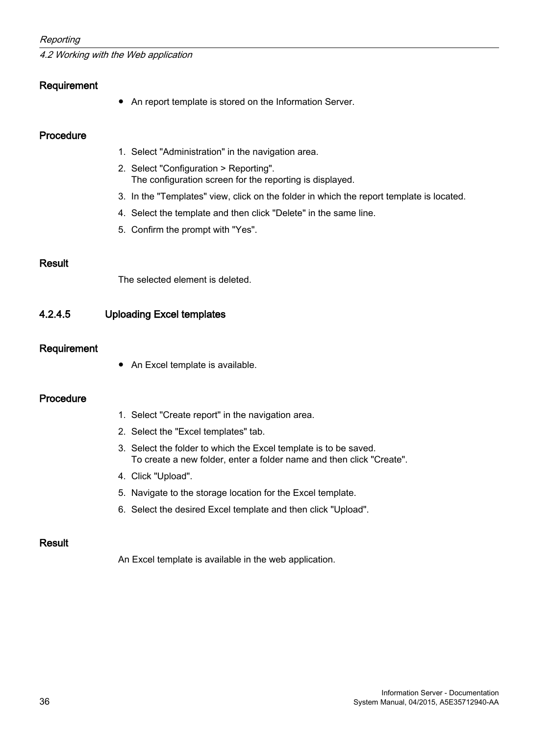#### Requirement

- An report template is stored on the Information Server.

#### Procedure

1. Select "Administration" in the navigation area.
2. Select "Configuration > Reporting".
   The configuration screen for the reporting is displayed.
3. In the "Templates" view, click on the folder in which the report template is located.
4. Select the template and then click "Delete" in the same line.
5. Confirm the prompt with "Yes".

#### Result

The selected element is deleted.

### 4.2.4.5 Uploading Excel templates

#### Requirement

- An Excel template is available.

#### Procedure

1. Select "Create report" in the navigation area.
2. Select the "Excel templates" tab.
3. Select the folder to which the Excel template is to be saved.
   To create a new folder, enter a folder name and then click "Create".
4. Click "Upload".
5. Navigate to the storage location for the Excel template.
6. Select the desired Excel template and then click "Upload".

#### Result

An Excel template is available in the web application.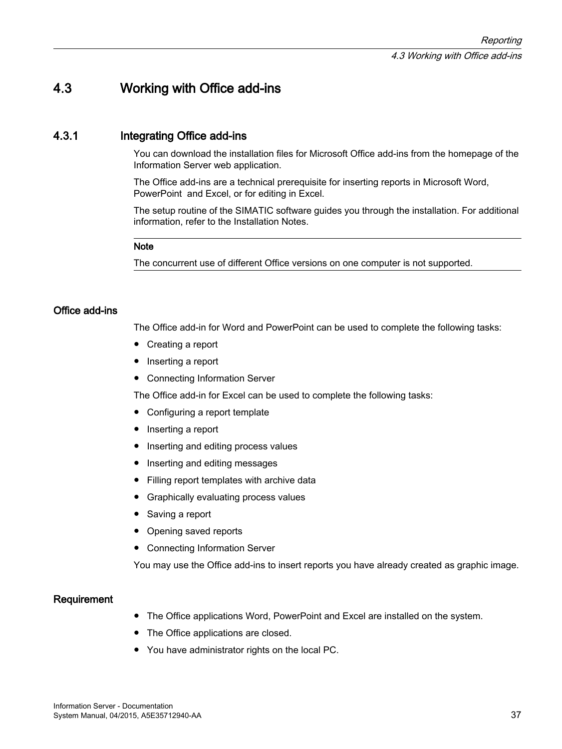## 4.3 Working with Office add-ins

### 4.3.1 Integrating Office add-ins

You can download the installation files for Microsoft Office add-ins from the homepage of the Information Server web application.

The Office add-ins are a technical prerequisite for inserting reports in Microsoft Word, PowerPoint and Excel, or for editing in Excel.

The setup routine of the SIMATIC software guides you through the installation. For additional information, refer to the Installation Notes.

---

**Note**

The concurrent use of different Office versions on one computer is not supported.

---

#### Office add-ins

The Office add-in for Word and PowerPoint can be used to complete the following tasks:

- Creating a report
- Inserting a report
- Connecting Information Server

The Office add-in for Excel can be used to complete the following tasks:

- Configuring a report template
- Inserting a report
- Inserting and editing process values
- Inserting and editing messages
- Filling report templates with archive data
- Graphically evaluating process values
- Saving a report
- Opening saved reports
- Connecting Information Server

You may use the Office add-ins to insert reports you have already created as graphic image.

#### Requirement

- The Office applications Word, PowerPoint and Excel are installed on the system.
- The Office applications are closed.
- You have administrator rights on the local PC.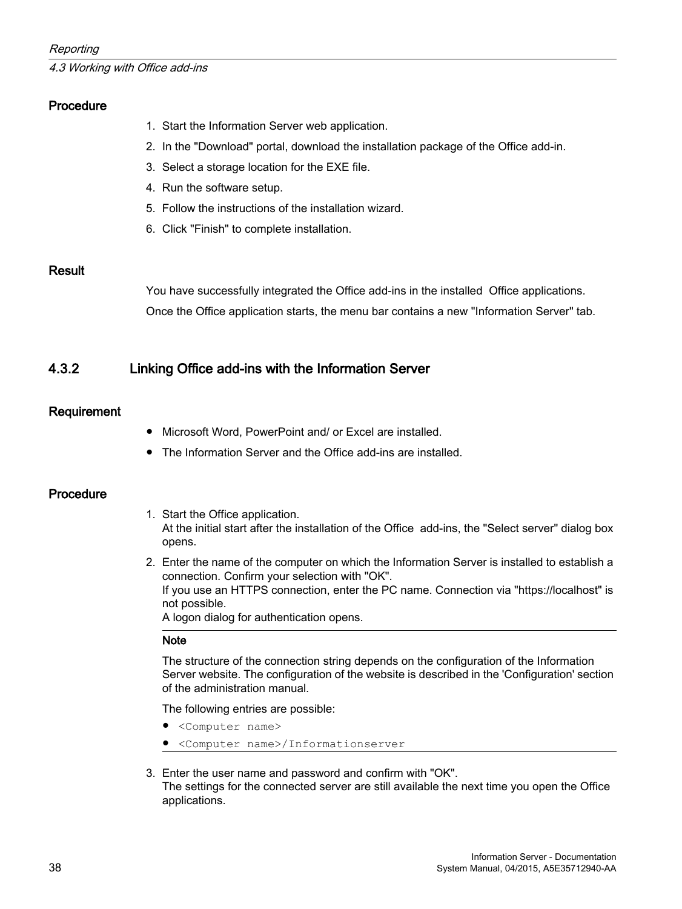#### Procedure

1. Start the Information Server web application.
2. In the "Download" portal, download the installation package of the Office add-in.
3. Select a storage location for the EXE file.
4. Run the software setup.
5. Follow the instructions of the installation wizard.
6. Click "Finish" to complete installation.

#### Result

You have successfully integrated the Office add-ins in the installed Office applications.

Once the Office application starts, the menu bar contains a new "Information Server" tab.

### 4.3.2 Linking Office add-ins with the Information Server

#### Requirement

- Microsoft Word, PowerPoint and/ or Excel are installed.
- The Information Server and the Office add-ins are installed.

#### Procedure

1. Start the Office application.
   At the initial start after the installation of the Office add-ins, the "Select server" dialog box opens.
2. Enter the name of the computer on which the Information Server is installed to establish a connection. Confirm your selection with "OK".
   If you use an HTTPS connection, enter the PC name. Connection via "https://localhost" is not possible.
   A logon dialog for authentication opens.

   ---

   **Note**

   The structure of the connection string depends on the configuration of the Information Server website. The configuration of the website is described in the 'Configuration' section of the administration manual.

   The following entries are possible:

   - `<Computer name>`
   - `<Computer name>/Informationserver`

   ---

3. Enter the user name and password and confirm with "OK".
   The settings for the connected server are still available the next time you open the Office applications.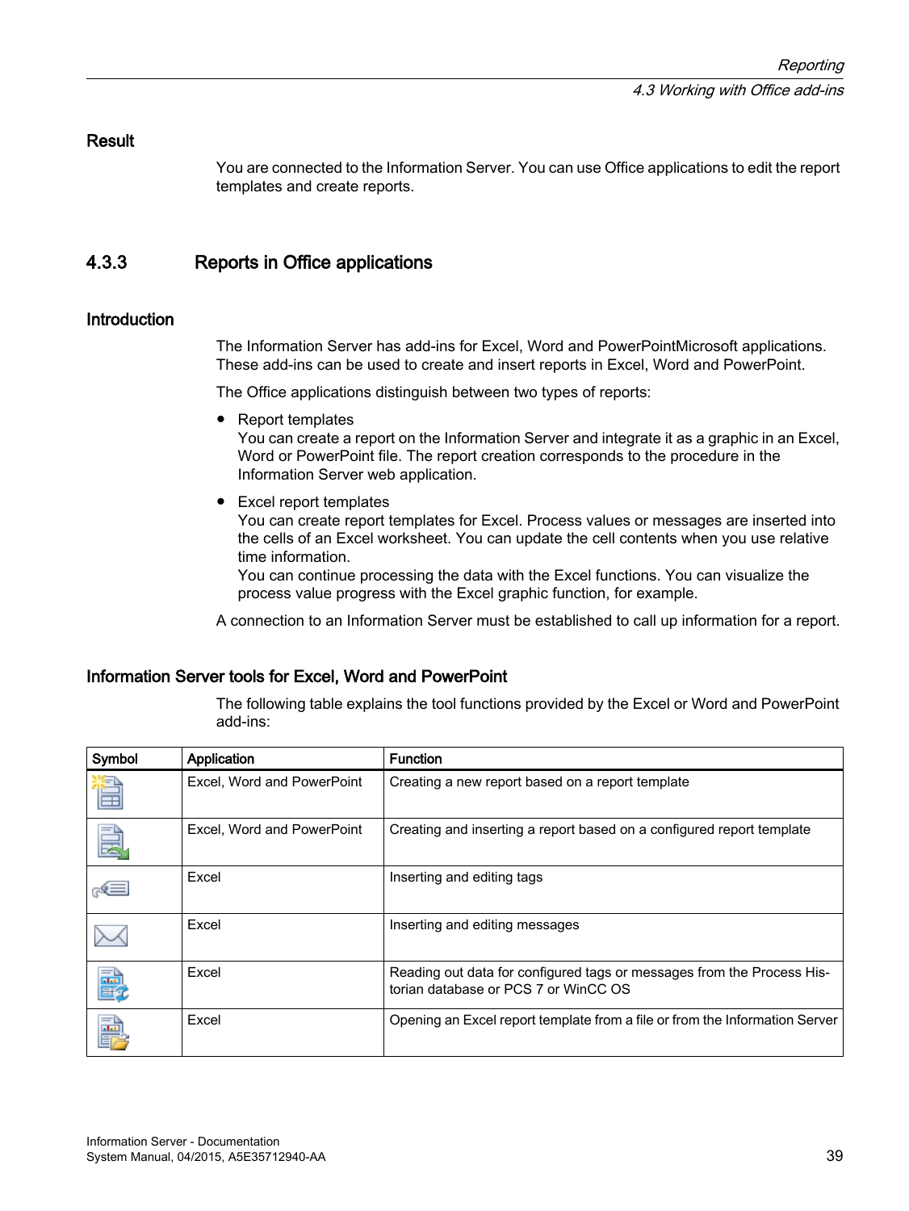## Result

You are connected to the Information Server. You can use Office applications to edit the report templates and create reports.

## 4.3.3 Reports in Office applications

### Introduction

The Information Server has add-ins for Excel, Word and PowerPointMicrosoft applications. These add-ins can be used to create and insert reports in Excel, Word and PowerPoint.

The Office applications distinguish between two types of reports:

- Report templates
  You can create a report on the Information Server and integrate it as a graphic in an Excel, Word or PowerPoint file. The report creation corresponds to the procedure in the Information Server web application.
- Excel report templates
  You can create report templates for Excel. Process values or messages are inserted into the cells of an Excel worksheet. You can update the cell contents when you use relative time information.
  You can continue processing the data with the Excel functions. You can visualize the process value progress with the Excel graphic function, for example.

A connection to an Information Server must be established to call up information for a report.

### Information Server tools for Excel, Word and PowerPoint

The following table explains the tool functions provided by the Excel or Word and PowerPoint add-ins:

| Symbol | Application | Function |
|---|---|---|
| | Excel, Word and PowerPoint | Creating a new report based on a report template |
| | Excel, Word and PowerPoint | Creating and inserting a report based on a configured report template |
| | Excel | Inserting and editing tags |
| | Excel | Inserting and editing messages |
| | Excel | Reading out data for configured tags or messages from the Process Historian database or PCS 7 or WinCC OS |
| | Excel | Opening an Excel report template from a file or from the Information Server |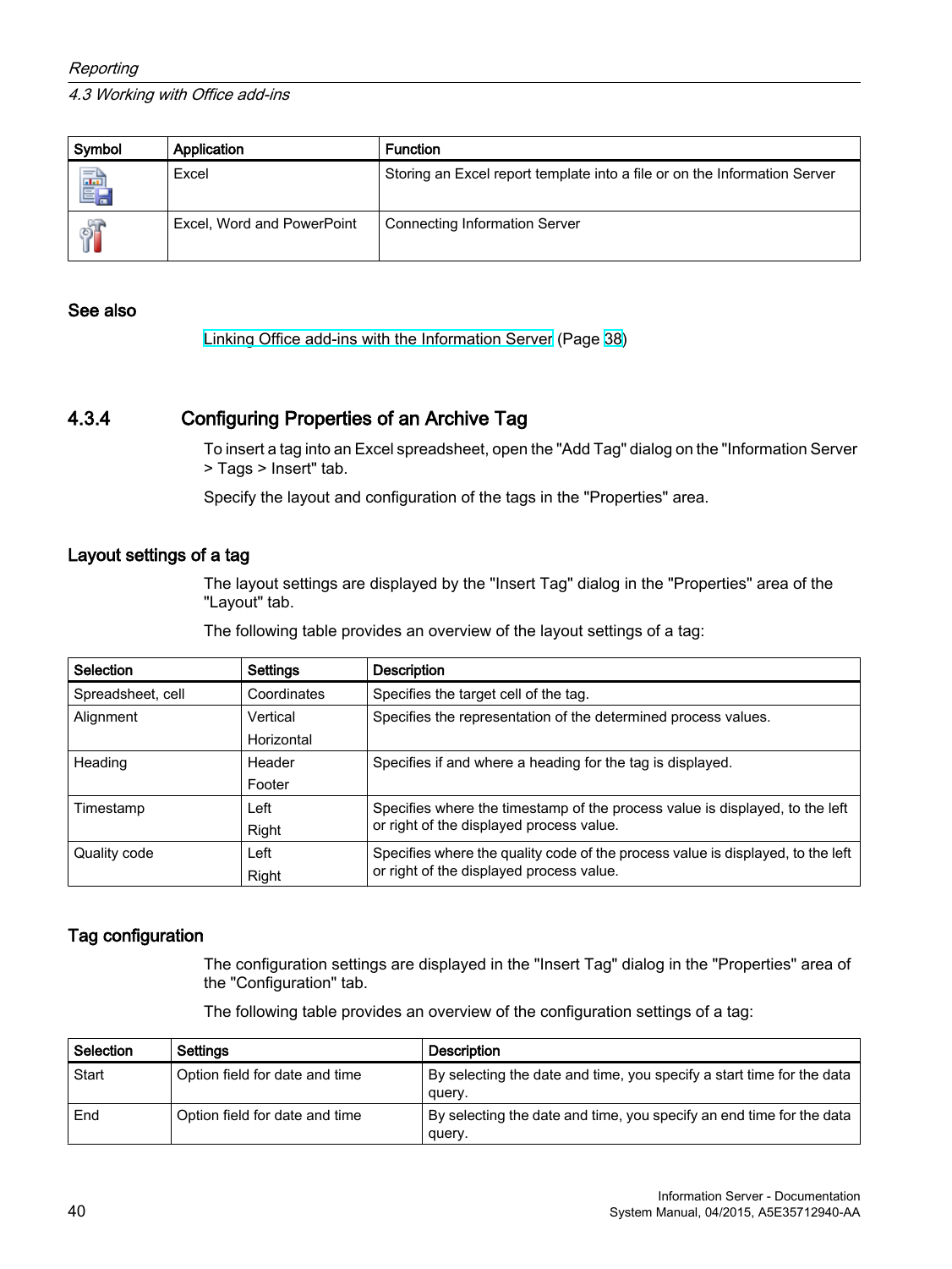| Symbol | Application | Function |
|---|---|---|
| | Excel | Storing an Excel report template into a file or on the Information Server |
| | Excel, Word and PowerPoint | Connecting Information Server |

### See also

Linking Office add-ins with the Information Server (Page 38)

## 4.3.4 Configuring Properties of an Archive Tag

To insert a tag into an Excel spreadsheet, open the "Add Tag" dialog on the "Information Server > Tags > Insert" tab.

Specify the layout and configuration of the tags in the "Properties" area.

### Layout settings of a tag

The layout settings are displayed by the "Insert Tag" dialog in the "Properties" area of the "Layout" tab.

The following table provides an overview of the layout settings of a tag:

| Selection | Settings | Description |
|---|---|---|
| Spreadsheet, cell | Coordinates | Specifies the target cell of the tag. |
| Alignment | Vertical<br>Horizontal | Specifies the representation of the determined process values. |
| Heading | Header<br>Footer | Specifies if and where a heading for the tag is displayed. |
| Timestamp | Left<br>Right | Specifies where the timestamp of the process value is displayed, to the left or right of the displayed process value. |
| Quality code | Left<br>Right | Specifies where the quality code of the process value is displayed, to the left or right of the displayed process value. |

### Tag configuration

The configuration settings are displayed in the "Insert Tag" dialog in the "Properties" area of the "Configuration" tab.

The following table provides an overview of the configuration settings of a tag:

| Selection | Settings | Description |
|---|---|---|
| Start | Option field for date and time | By selecting the date and time, you specify a start time for the data query. |
| End | Option field for date and time | By selecting the date and time, you specify an end time for the data query. |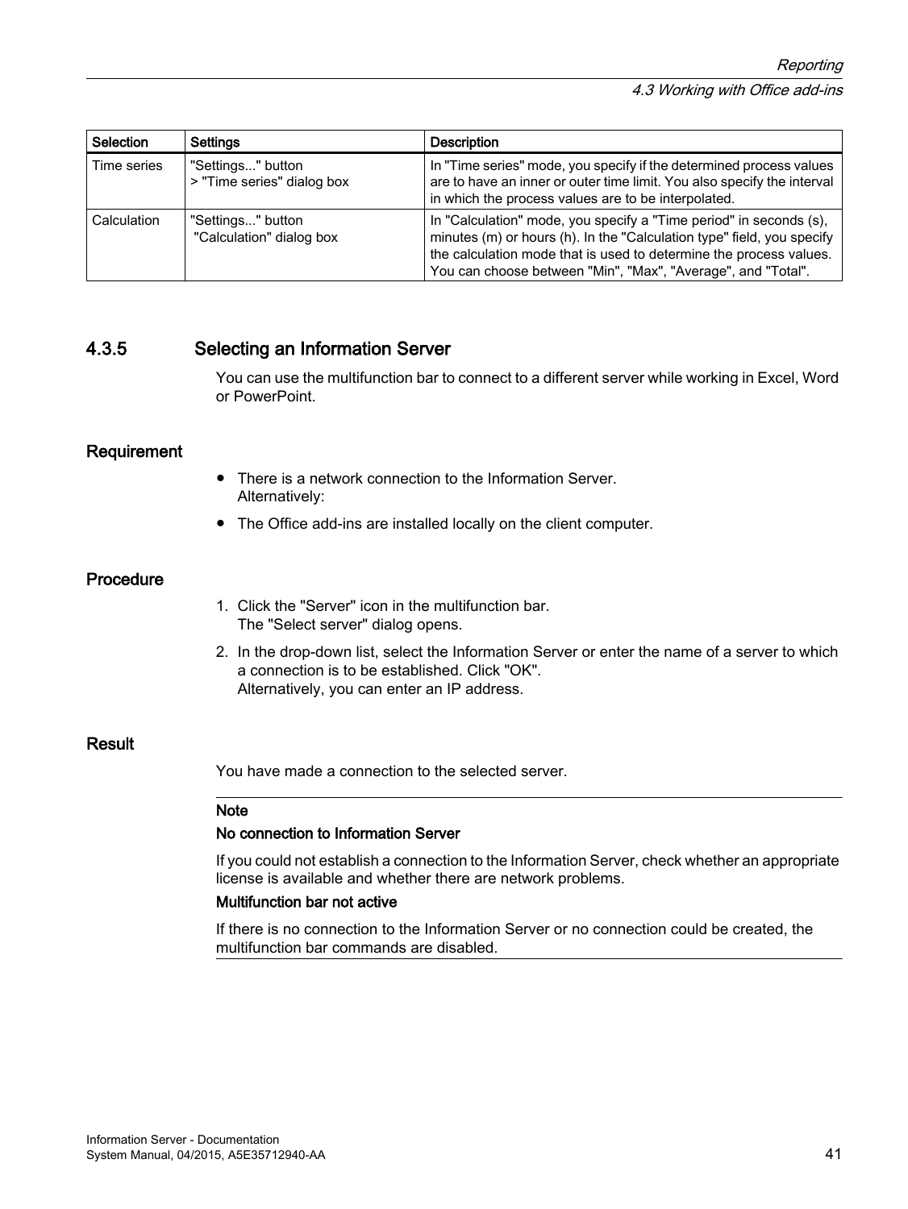| Selection | Settings | Description |
|---|---|---|
| Time series | "Settings..." button<br>> "Time series" dialog box | In "Time series" mode, you specify if the determined process values are to have an inner or outer time limit. You also specify the interval in which the process values are to be interpolated. |
| Calculation | "Settings..." button<br>"Calculation" dialog box | In "Calculation" mode, you specify a "Time period" in seconds (s), minutes (m) or hours (h). In the "Calculation type" field, you specify the calculation mode that is used to determine the process values. You can choose between "Min", "Max", "Average", and "Total". |

### 4.3.5 Selecting an Information Server

You can use the multifunction bar to connect to a different server while working in Excel, Word or PowerPoint.

#### Requirement

- There is a network connection to the Information Server.
  Alternatively:
- The Office add-ins are installed locally on the client computer.

#### Procedure

1. Click the "Server" icon in the multifunction bar.
   The "Select server" dialog opens.
2. In the drop-down list, select the Information Server or enter the name of a server to which a connection is to be established. Click "OK".
   Alternatively, you can enter an IP address.

#### Result

You have made a connection to the selected server.

---

**Note**

**No connection to Information Server**

If you could not establish a connection to the Information Server, check whether an appropriate license is available and whether there are network problems.

**Multifunction bar not active**

If there is no connection to the Information Server or no connection could be created, the multifunction bar commands are disabled.

---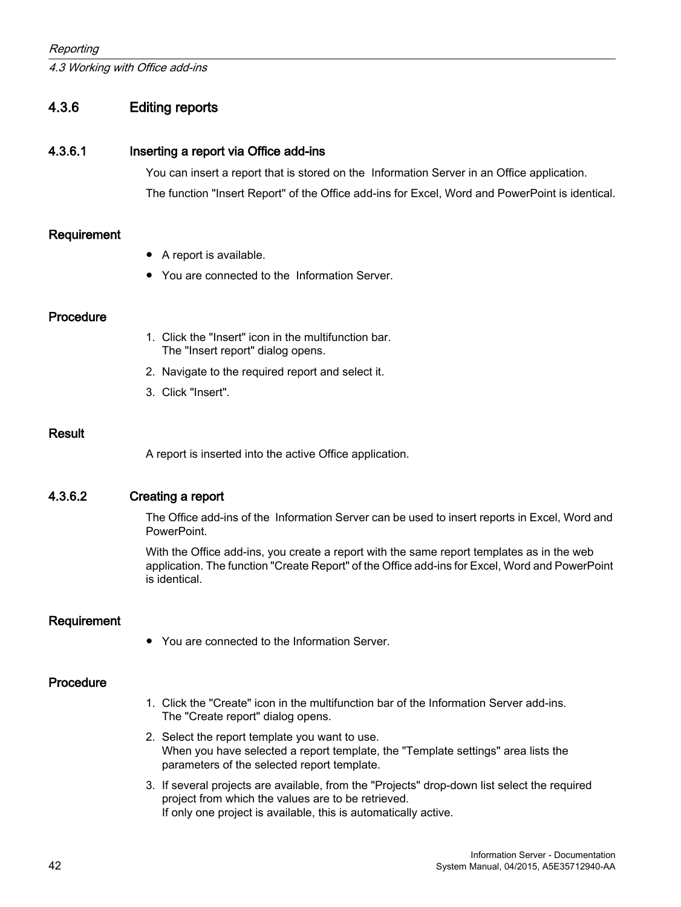### 4.3.6 Editing reports

#### 4.3.6.1 Inserting a report via Office add-ins

You can insert a report that is stored on the  Information Server in an Office application.

The function "Insert Report" of the Office add-ins for Excel, Word and PowerPoint is identical.

**Requirement**

- A report is available.
- You are connected to the  Information Server.

**Procedure**

1. Click the "Insert" icon in the multifunction bar.
   The "Insert report" dialog opens.
2. Navigate to the required report and select it.
3. Click "Insert".

**Result**

A report is inserted into the active Office application.

#### 4.3.6.2 Creating a report

The Office add-ins of the  Information Server can be used to insert reports in Excel, Word and PowerPoint.

With the Office add-ins, you create a report with the same report templates as in the web application. The function "Create Report" of the Office add-ins for Excel, Word and PowerPoint is identical.

**Requirement**

- You are connected to the Information Server.

**Procedure**

1. Click the "Create" icon in the multifunction bar of the Information Server add-ins.
   The "Create report" dialog opens.
2. Select the report template you want to use.
   When you have selected a report template, the "Template settings" area lists the parameters of the selected report template.
3. If several projects are available, from the "Projects" drop-down list select the required project from which the values are to be retrieved.
   If only one project is available, this is automatically active.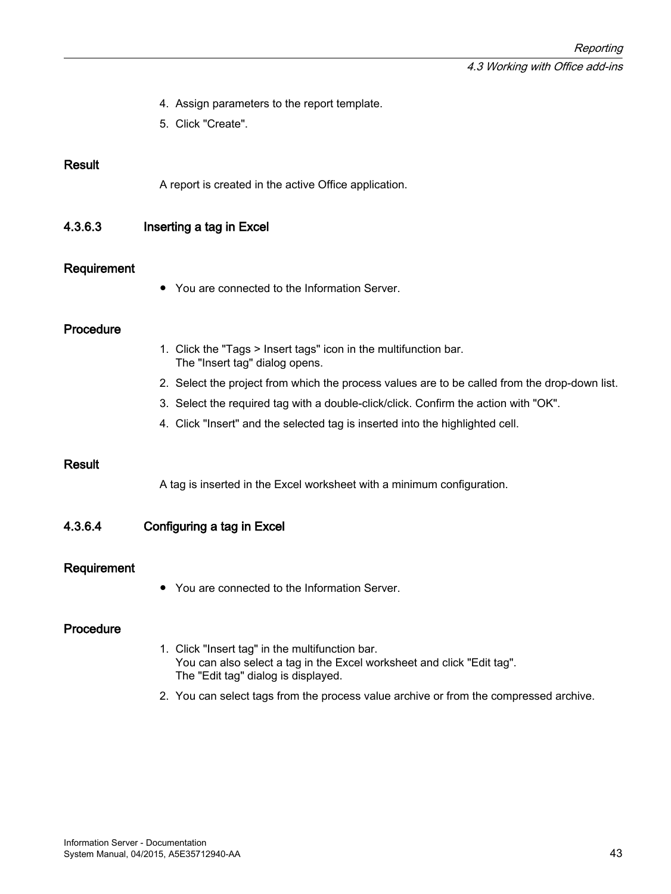4. Assign parameters to the report template.
5. Click "Create".

#### Result

A report is created in the active Office application.

### 4.3.6.3 Inserting a tag in Excel

#### Requirement

- You are connected to the Information Server.

#### Procedure

1. Click the "Tags > Insert tags" icon in the multifunction bar.  
   The "Insert tag" dialog opens.
2. Select the project from which the process values are to be called from the drop-down list.
3. Select the required tag with a double-click/click. Confirm the action with "OK".
4. Click "Insert" and the selected tag is inserted into the highlighted cell.

#### Result

A tag is inserted in the Excel worksheet with a minimum configuration.

### 4.3.6.4 Configuring a tag in Excel

#### Requirement

- You are connected to the Information Server.

#### Procedure

1. Click "Insert tag" in the multifunction bar.  
   You can also select a tag in the Excel worksheet and click "Edit tag".  
   The "Edit tag" dialog is displayed.
2. You can select tags from the process value archive or from the compressed archive.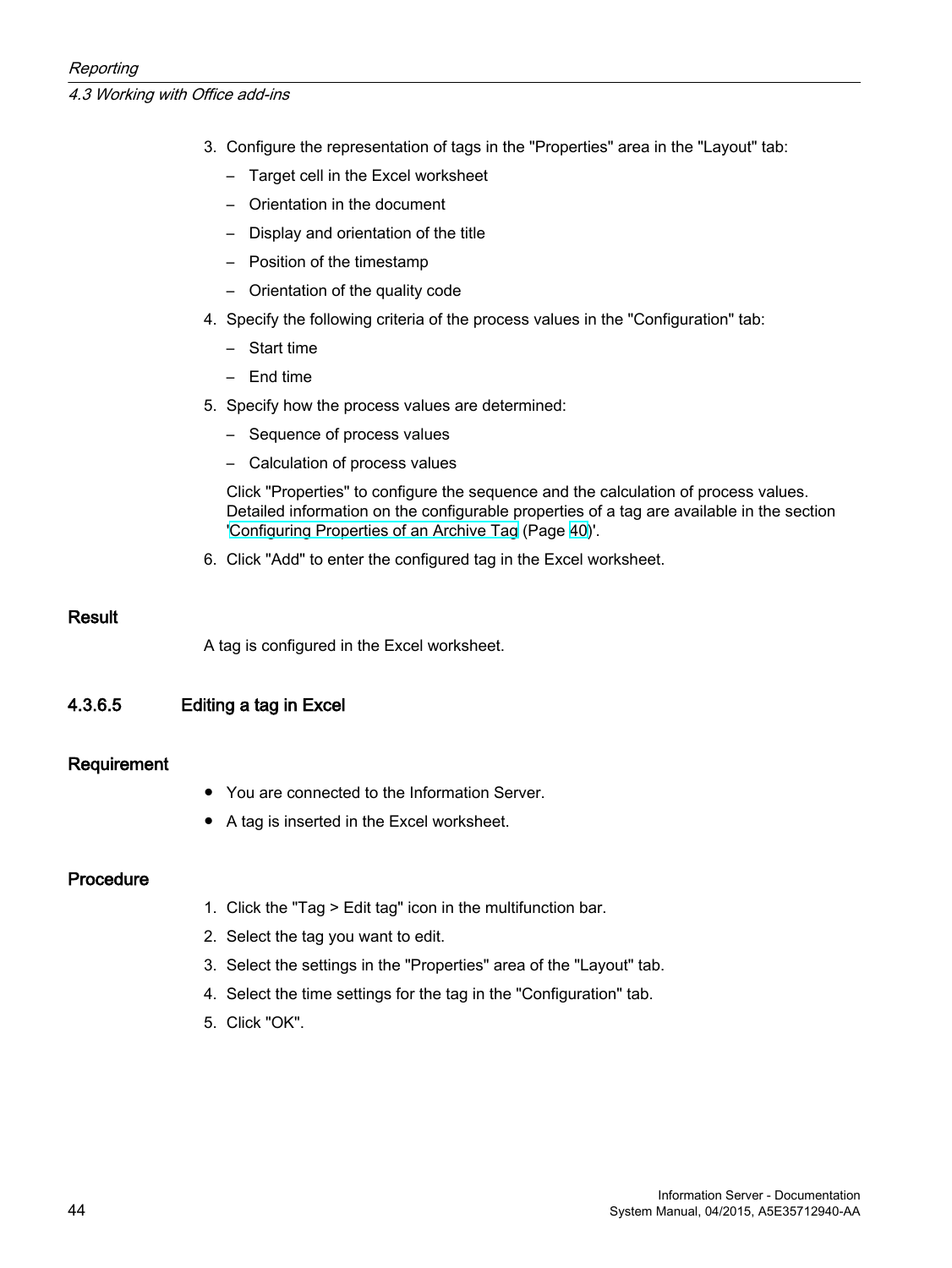3. Configure the representation of tags in the "Properties" area in the "Layout" tab:
   - Target cell in the Excel worksheet
   - Orientation in the document
   - Display and orientation of the title
   - Position of the timestamp
   - Orientation of the quality code
4. Specify the following criteria of the process values in the "Configuration" tab:
   - Start time
   - End time
5. Specify how the process values are determined:
   - Sequence of process values
   - Calculation of process values

   Click "Properties" to configure the sequence and the calculation of process values. Detailed information on the configurable properties of a tag are available in the section 'Configuring Properties of an Archive Tag (Page 40)'.
6. Click "Add" to enter the configured tag in the Excel worksheet.

#### Result

A tag is configured in the Excel worksheet.

### 4.3.6.5 Editing a tag in Excel

#### Requirement

- You are connected to the Information Server.
- A tag is inserted in the Excel worksheet.

#### Procedure

1. Click the "Tag > Edit tag" icon in the multifunction bar.
2. Select the tag you want to edit.
3. Select the settings in the "Properties" area of the "Layout" tab.
4. Select the time settings for the tag in the "Configuration" tab.
5. Click "OK".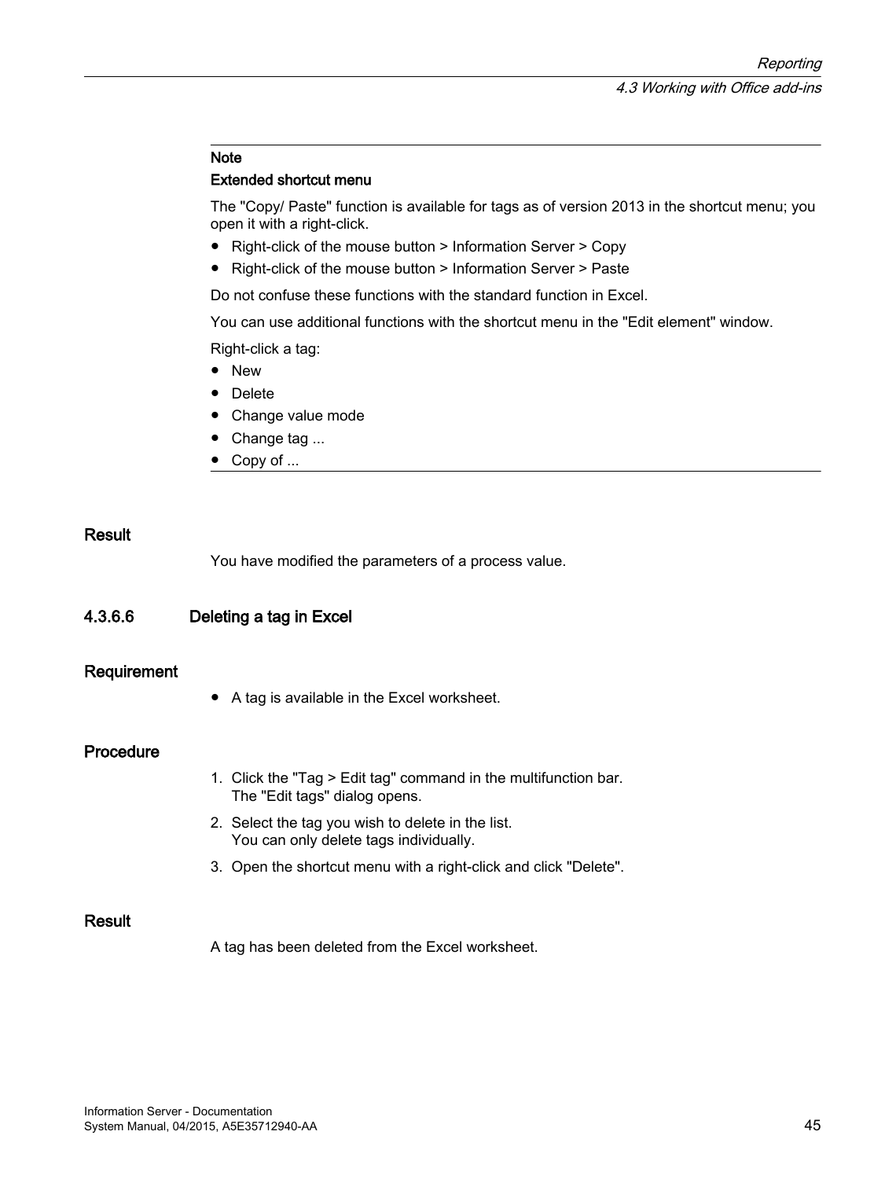> **Note**
>
> **Extended shortcut menu**
>
> The "Copy/ Paste" function is available for tags as of version 2013 in the shortcut menu; you open it with a right-click.
>
> - Right-click of the mouse button > Information Server > Copy
> - Right-click of the mouse button > Information Server > Paste
>
> Do not confuse these functions with the standard function in Excel.
>
> You can use additional functions with the shortcut menu in the "Edit element" window.
>
> Right-click a tag:
>
> - New
> - Delete
> - Change value mode
> - Change tag ...
> - Copy of ...

### Result

You have modified the parameters of a process value.

## 4.3.6.6 Deleting a tag in Excel

### Requirement

- A tag is available in the Excel worksheet.

### Procedure

1. Click the "Tag > Edit tag" command in the multifunction bar.
   The "Edit tags" dialog opens.
2. Select the tag you wish to delete in the list.
   You can only delete tags individually.
3. Open the shortcut menu with a right-click and click "Delete".

### Result

A tag has been deleted from the Excel worksheet.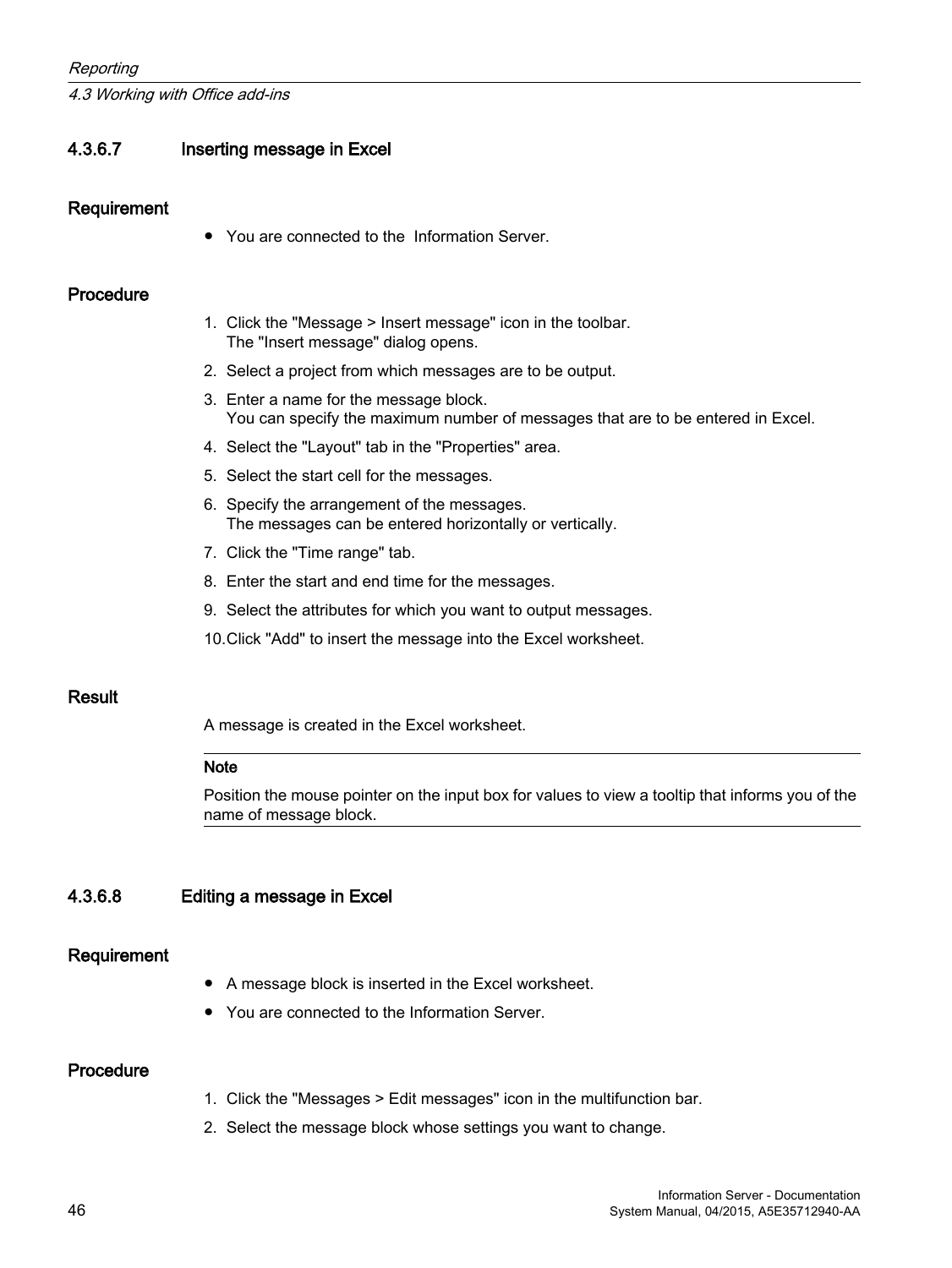### 4.3.6.7 Inserting message in Excel

#### Requirement

- You are connected to the  Information Server.

#### Procedure

1. Click the "Message > Insert message" icon in the toolbar.
   The "Insert message" dialog opens.
2. Select a project from which messages are to be output.
3. Enter a name for the message block.
   You can specify the maximum number of messages that are to be entered in Excel.
4. Select the "Layout" tab in the "Properties" area.
5. Select the start cell for the messages.
6. Specify the arrangement of the messages.
   The messages can be entered horizontally or vertically.
7. Click the "Time range" tab.
8. Enter the start and end time for the messages.
9. Select the attributes for which you want to output messages.
10. Click "Add" to insert the message into the Excel worksheet.

#### Result

A message is created in the Excel worksheet.

---

**Note**

Position the mouse pointer on the input box for values to view a tooltip that informs you of the name of message block.

---

### 4.3.6.8 Editing a message in Excel

#### Requirement

- A message block is inserted in the Excel worksheet.
- You are connected to the Information Server.

#### Procedure

1. Click the "Messages > Edit messages" icon in the multifunction bar.
2. Select the message block whose settings you want to change.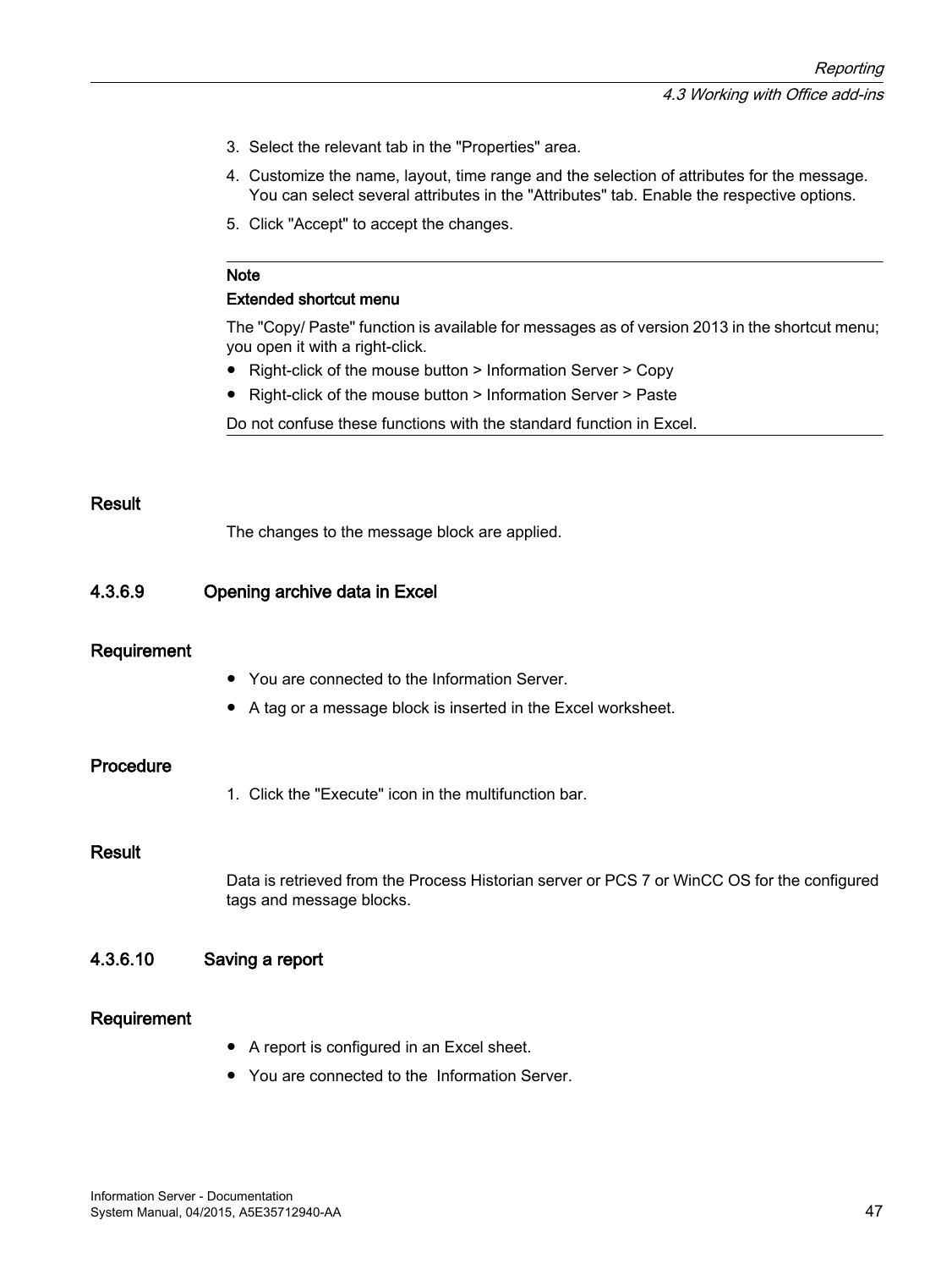3. Select the relevant tab in the "Properties" area.
4. Customize the name, layout, time range and the selection of attributes for the message. You can select several attributes in the "Attributes" tab. Enable the respective options.
5. Click "Accept" to accept the changes.

---

**Note**

**Extended shortcut menu**

The "Copy/ Paste" function is available for messages as of version 2013 in the shortcut menu; you open it with a right-click.

- Right-click of the mouse button > Information Server > Copy
- Right-click of the mouse button > Information Server > Paste

Do not confuse these functions with the standard function in Excel.

---

#### Result

The changes to the message block are applied.

### 4.3.6.9 Opening archive data in Excel

#### Requirement

- You are connected to the Information Server.
- A tag or a message block is inserted in the Excel worksheet.

#### Procedure

1. Click the "Execute" icon in the multifunction bar.

#### Result

Data is retrieved from the Process Historian server or PCS 7 or WinCC OS for the configured tags and message blocks.

### 4.3.6.10 Saving a report

#### Requirement

- A report is configured in an Excel sheet.
- You are connected to the Information Server.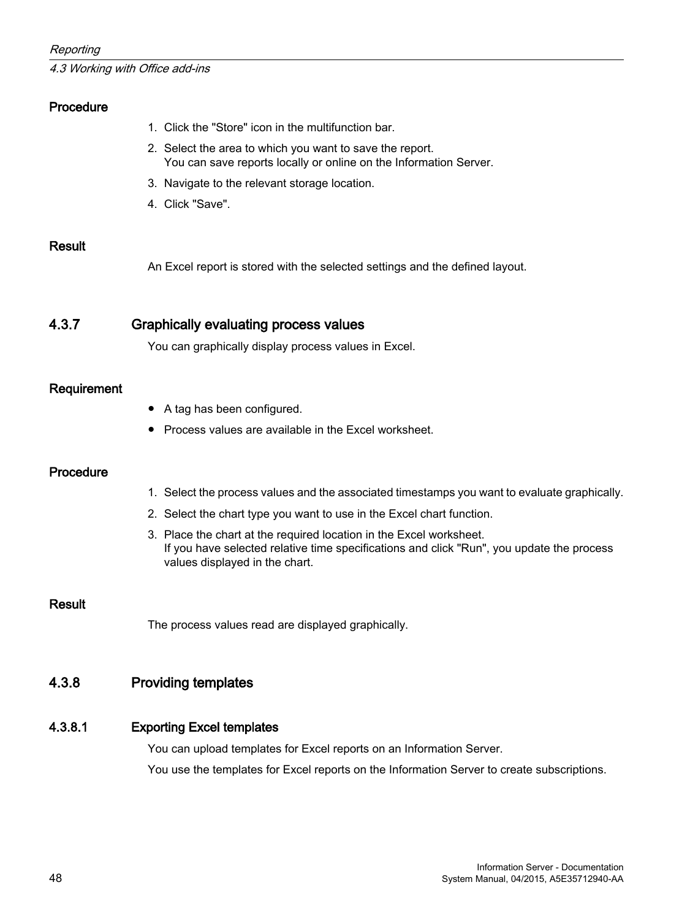#### Procedure

1. Click the "Store" icon in the multifunction bar.
2. Select the area to which you want to save the report.
   You can save reports locally or online on the Information Server.
3. Navigate to the relevant storage location.
4. Click "Save".

#### Result

An Excel report is stored with the selected settings and the defined layout.

### 4.3.7 Graphically evaluating process values

You can graphically display process values in Excel.

#### Requirement

- A tag has been configured.
- Process values are available in the Excel worksheet.

#### Procedure

1. Select the process values and the associated timestamps you want to evaluate graphically.
2. Select the chart type you want to use in the Excel chart function.
3. Place the chart at the required location in the Excel worksheet.
   If you have selected relative time specifications and click "Run", you update the process values displayed in the chart.

#### Result

The process values read are displayed graphically.

### 4.3.8 Providing templates

#### 4.3.8.1 Exporting Excel templates

You can upload templates for Excel reports on an Information Server.

You use the templates for Excel reports on the Information Server to create subscriptions.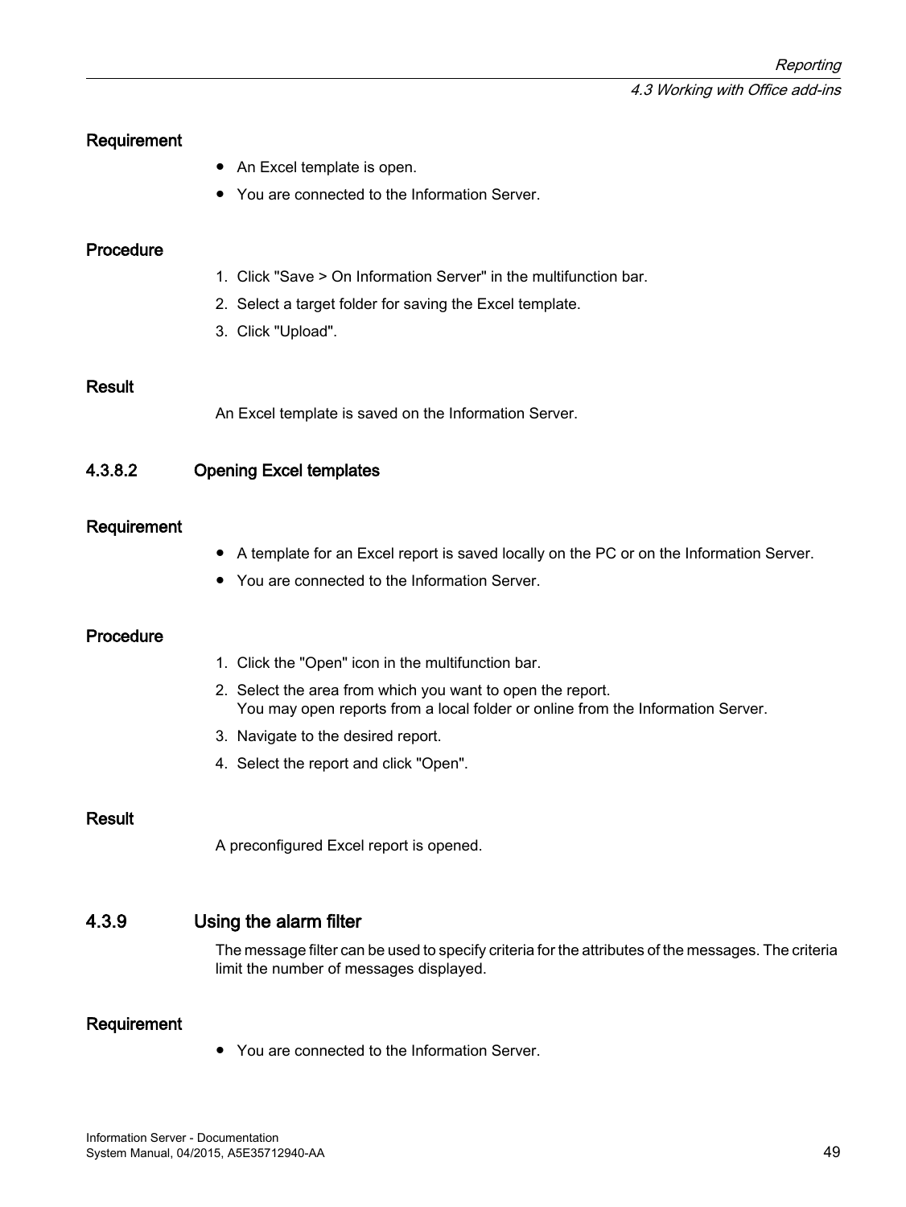#### Requirement

- An Excel template is open.
- You are connected to the Information Server.

#### Procedure

1. Click "Save > On Information Server" in the multifunction bar.
2. Select a target folder for saving the Excel template.
3. Click "Upload".

#### Result

An Excel template is saved on the Information Server.

### 4.3.8.2 Opening Excel templates

#### Requirement

- A template for an Excel report is saved locally on the PC or on the Information Server.
- You are connected to the Information Server.

#### Procedure

1. Click the "Open" icon in the multifunction bar.
2. Select the area from which you want to open the report.
   You may open reports from a local folder or online from the Information Server.
3. Navigate to the desired report.
4. Select the report and click "Open".

#### Result

A preconfigured Excel report is opened.

## 4.3.9 Using the alarm filter

The message filter can be used to specify criteria for the attributes of the messages. The criteria limit the number of messages displayed.

#### Requirement

- You are connected to the Information Server.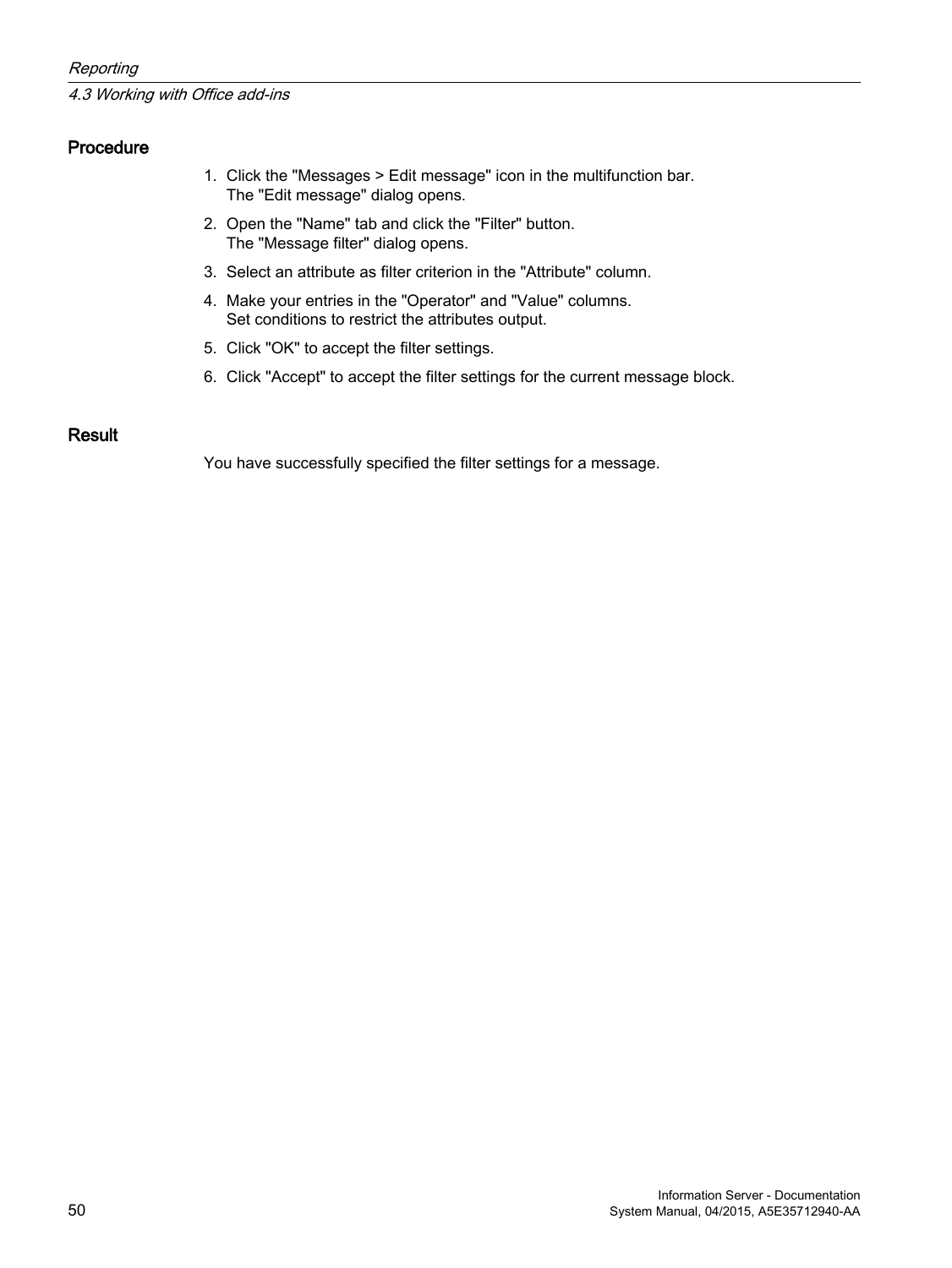#### Procedure

1. Click the "Messages > Edit message" icon in the multifunction bar.
   The "Edit message" dialog opens.
2. Open the "Name" tab and click the "Filter" button.
   The "Message filter" dialog opens.
3. Select an attribute as filter criterion in the "Attribute" column.
4. Make your entries in the "Operator" and "Value" columns.
   Set conditions to restrict the attributes output.
5. Click "OK" to accept the filter settings.
6. Click "Accept" to accept the filter settings for the current message block.

#### Result

You have successfully specified the filter settings for a message.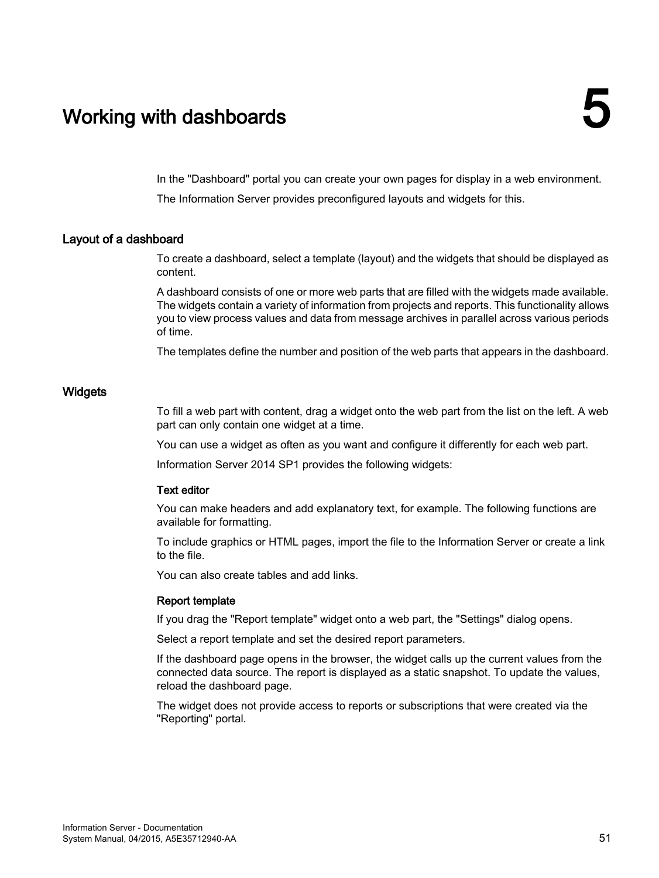# 5 Working with dashboards

In the "Dashboard" portal you can create your own pages for display in a web environment.

The Information Server provides preconfigured layouts and widgets for this.

## Layout of a dashboard

To create a dashboard, select a template (layout) and the widgets that should be displayed as content.

A dashboard consists of one or more web parts that are filled with the widgets made available. The widgets contain a variety of information from projects and reports. This functionality allows you to view process values and data from message archives in parallel across various periods of time.

The templates define the number and position of the web parts that appears in the dashboard.

## Widgets

To fill a web part with content, drag a widget onto the web part from the list on the left. A web part can only contain one widget at a time.

You can use a widget as often as you want and configure it differently for each web part.

Information Server 2014 SP1 provides the following widgets:

### Text editor

You can make headers and add explanatory text, for example. The following functions are available for formatting.

To include graphics or HTML pages, import the file to the Information Server or create a link to the file.

You can also create tables and add links.

### Report template

If you drag the "Report template" widget onto a web part, the "Settings" dialog opens.

Select a report template and set the desired report parameters.

If the dashboard page opens in the browser, the widget calls up the current values from the connected data source. The report is displayed as a static snapshot. To update the values, reload the dashboard page.

The widget does not provide access to reports or subscriptions that were created via the "Reporting" portal.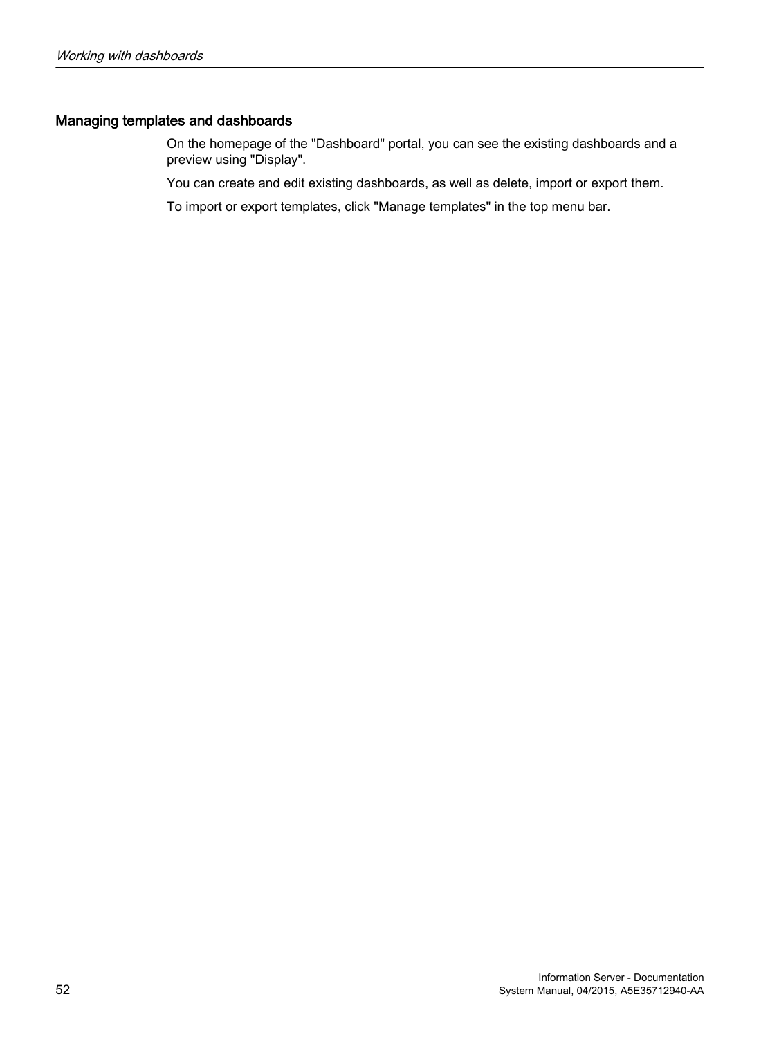## Managing templates and dashboards

On the homepage of the "Dashboard" portal, you can see the existing dashboards and a preview using "Display".

You can create and edit existing dashboards, as well as delete, import or export them.

To import or export templates, click "Manage templates" in the top menu bar.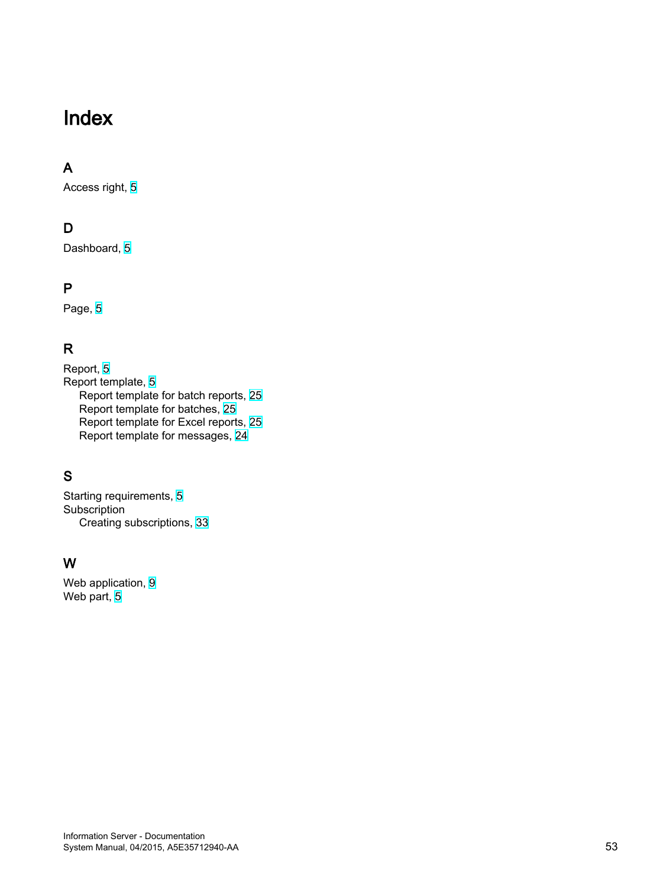# Index

## A

Access right, 5

## D

Dashboard, 5

## P

Page, 5

## R

Report, 5
Report template, 5
    Report template for batch reports, 25
    Report template for batches, 25
    Report template for Excel reports, 25
    Report template for messages, 24

## S

Starting requirements, 5
Subscription
    Creating subscriptions, 33

## W

Web application, 9
Web part, 5